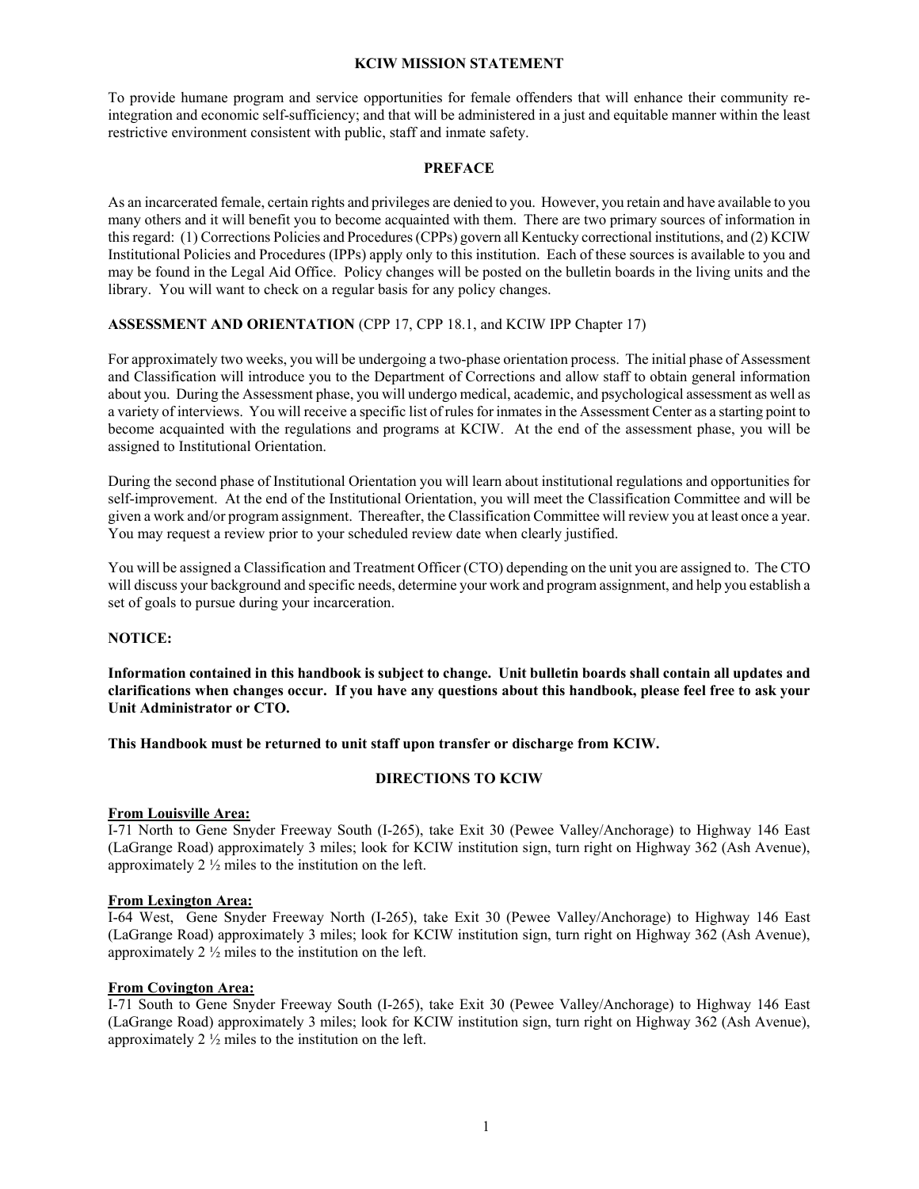## KCIW MISSION STATEMENT

To provide humane program and service opportunities for female offenders that will enhance their community re-integration and economic self-sufficiency; and that will be administered in a just and equitable manner within the least restrictive environment consistent with public, staff and inmate safety.

## PREFACE

As an incarcerated female, certain rights and privileges are denied to you. However, you retain and have available to you many others and it will benefit you to become acquainted with them. There are two primary sources of information in this regard: (1) Corrections Policies and Procedures (CPPs) govern all Kentucky correctional institutions, and (2) KCIW Institutional Policies and Procedures (IPPs) apply only to this institution. Each of these sources is available to you and may be found in the Legal Aid Office. Policy changes will be posted on the bulletin boards in the living units and the library. You will want to check on a regular basis for any policy changes.

**ASSESSMENT AND ORIENTATION** (CPP 17, CPP 18.1, and KCIW IPP Chapter 17)

For approximately two weeks, you will be undergoing a two-phase orientation process. The initial phase of Assessment and Classification will introduce you to the Department of Corrections and allow staff to obtain general information about you. During the Assessment phase, you will undergo medical, academic, and psychological assessment as well as a variety of interviews. You will receive a specific list of rules for inmates in the Assessment Center as a starting point to become acquainted with the regulations and programs at KCIW. At the end of the assessment phase, you will be assigned to Institutional Orientation.

During the second phase of Institutional Orientation you will learn about institutional regulations and opportunities for self-improvement. At the end of the Institutional Orientation, you will meet the Classification Committee and will be given a work and/or program assignment. Thereafter, the Classification Committee will review you at least once a year. You may request a review prior to your scheduled review date when clearly justified.

You will be assigned a Classification and Treatment Officer (CTO) depending on the unit you are assigned to. The CTO will discuss your background and specific needs, determine your work and program assignment, and help you establish a set of goals to pursue during your incarceration.

**NOTICE:**

**Information contained in this handbook is subject to change. Unit bulletin boards shall contain all updates and clarifications when changes occur. If you have any questions about this handbook, please feel free to ask your Unit Administrator or CTO.**

**This Handbook must be returned to unit staff upon transfer or discharge from KCIW.**

## DIRECTIONS TO KCIW

**From Louisville Area:**
I-71 North to Gene Snyder Freeway South (I-265), take Exit 30 (Pewee Valley/Anchorage) to Highway 146 East (LaGrange Road) approximately 3 miles; look for KCIW institution sign, turn right on Highway 362 (Ash Avenue), approximately 2 ½ miles to the institution on the left.

**From Lexington Area:**
I-64 West, Gene Snyder Freeway North (I-265), take Exit 30 (Pewee Valley/Anchorage) to Highway 146 East (LaGrange Road) approximately 3 miles; look for KCIW institution sign, turn right on Highway 362 (Ash Avenue), approximately 2 ½ miles to the institution on the left.

**From Covington Area:**
I-71 South to Gene Snyder Freeway South (I-265), take Exit 30 (Pewee Valley/Anchorage) to Highway 146 East (LaGrange Road) approximately 3 miles; look for KCIW institution sign, turn right on Highway 362 (Ash Avenue), approximately 2 ½ miles to the institution on the left.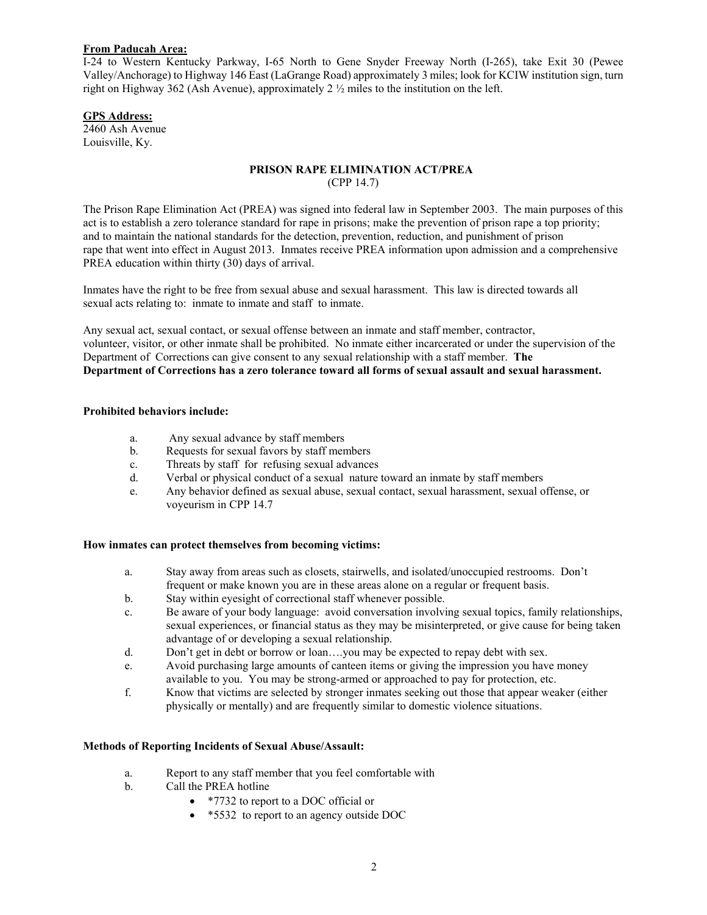**From Paducah Area:**

I-24 to Western Kentucky Parkway, I-65 North to Gene Snyder Freeway North (I-265), take Exit 30 (Pewee Valley/Anchorage) to Highway 146 East (LaGrange Road) approximately 3 miles; look for KCIW institution sign, turn right on Highway 362 (Ash Avenue), approximately 2 ½ miles to the institution on the left.

**GPS Address:**

2460 Ash Avenue
Louisville, Ky.

## PRISON RAPE ELIMINATION ACT/PREA
(CPP 14.7)

The Prison Rape Elimination Act (PREA) was signed into federal law in September 2003. The main purposes of this act is to establish a zero tolerance standard for rape in prisons; make the prevention of prison rape a top priority; and to maintain the national standards for the detection, prevention, reduction, and punishment of prison rape that went into effect in August 2013. Inmates receive PREA information upon admission and a comprehensive PREA education within thirty (30) days of arrival.

Inmates have the right to be free from sexual abuse and sexual harassment. This law is directed towards all sexual acts relating to: inmate to inmate and staff to inmate.

Any sexual act, sexual contact, or sexual offense between an inmate and staff member, contractor, volunteer, visitor, or other inmate shall be prohibited. No inmate either incarcerated or under the supervision of the Department of Corrections can give consent to any sexual relationship with a staff member. **The Department of Corrections has a zero tolerance toward all forms of sexual assault and sexual harassment.**

**Prohibited behaviors include:**

a. Any sexual advance by staff members
b. Requests for sexual favors by staff members
c. Threats by staff for refusing sexual advances
d. Verbal or physical conduct of a sexual nature toward an inmate by staff members
e. Any behavior defined as sexual abuse, sexual contact, sexual harassment, sexual offense, or voyeurism in CPP 14.7

**How inmates can protect themselves from becoming victims:**

a. Stay away from areas such as closets, stairwells, and isolated/unoccupied restrooms. Don't frequent or make known you are in these areas alone on a regular or frequent basis.
b. Stay within eyesight of correctional staff whenever possible.
c. Be aware of your body language: avoid conversation involving sexual topics, family relationships, sexual experiences, or financial status as they may be misinterpreted, or give cause for being taken advantage of or developing a sexual relationship.
d. Don't get in debt or borrow or loan….you may be expected to repay debt with sex.
e. Avoid purchasing large amounts of canteen items or giving the impression you have money available to you. You may be strong-armed or approached to pay for protection, etc.
f. Know that victims are selected by stronger inmates seeking out those that appear weaker (either physically or mentally) and are frequently similar to domestic violence situations.

**Methods of Reporting Incidents of Sexual Abuse/Assault:**

a. Report to any staff member that you feel comfortable with
b. Call the PREA hotline
   - *7732 to report to a DOC official or
   - *5532 to report to an agency outside DOC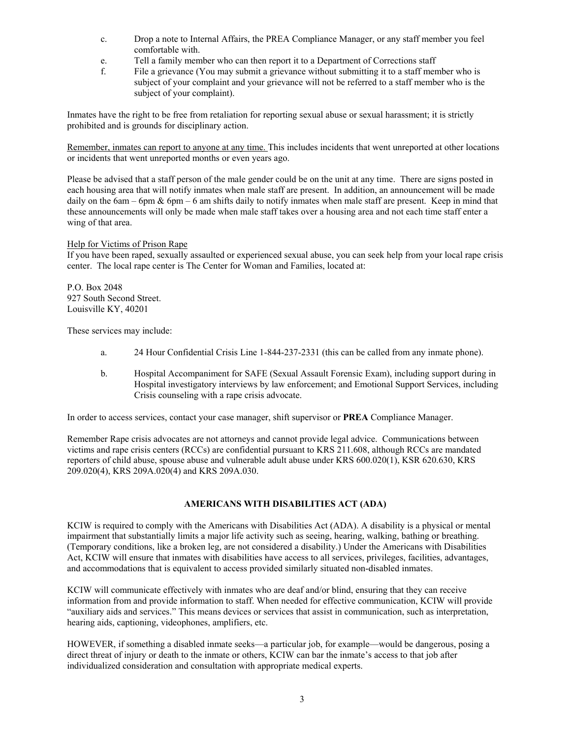c. Drop a note to Internal Affairs, the PREA Compliance Manager, or any staff member you feel comfortable with.

e. Tell a family member who can then report it to a Department of Corrections staff

f. File a grievance (You may submit a grievance without submitting it to a staff member who is subject of your complaint and your grievance will not be referred to a staff member who is the subject of your complaint).

Inmates have the right to be free from retaliation for reporting sexual abuse or sexual harassment; it is strictly prohibited and is grounds for disciplinary action.

<u>Remember, inmates can report to anyone at any time.</u> This includes incidents that went unreported at other locations or incidents that went unreported months or even years ago.

Please be advised that a staff person of the male gender could be on the unit at any time. There are signs posted in each housing area that will notify inmates when male staff are present. In addition, an announcement will be made daily on the 6am – 6pm & 6pm – 6 am shifts daily to notify inmates when male staff are present. Keep in mind that these announcements will only be made when male staff takes over a housing area and not each time staff enter a wing of that area.

<u>Help for Victims of Prison Rape</u>

If you have been raped, sexually assaulted or experienced sexual abuse, you can seek help from your local rape crisis center. The local rape center is The Center for Woman and Families, located at:

P.O. Box 2048
927 South Second Street.
Louisville KY, 40201

These services may include:

a. 24 Hour Confidential Crisis Line 1-844-237-2331 (this can be called from any inmate phone).

b. Hospital Accompaniment for SAFE (Sexual Assault Forensic Exam), including support during in Hospital investigatory interviews by law enforcement; and Emotional Support Services, including Crisis counseling with a rape crisis advocate.

In order to access services, contact your case manager, shift supervisor or **PREA** Compliance Manager.

Remember Rape crisis advocates are not attorneys and cannot provide legal advice. Communications between victims and rape crisis centers (RCCs) are confidential pursuant to KRS 211.608, although RCCs are mandated reporters of child abuse, spouse abuse and vulnerable adult abuse under KRS 600.020(1), KSR 620.630, KRS 209.020(4), KRS 209A.020(4) and KRS 209A.030.

## AMERICANS WITH DISABILITIES ACT (ADA)

KCIW is required to comply with the Americans with Disabilities Act (ADA). A disability is a physical or mental impairment that substantially limits a major life activity such as seeing, hearing, walking, bathing or breathing. (Temporary conditions, like a broken leg, are not considered a disability.) Under the Americans with Disabilities Act, KCIW will ensure that inmates with disabilities have access to all services, privileges, facilities, advantages, and accommodations that is equivalent to access provided similarly situated non-disabled inmates.

KCIW will communicate effectively with inmates who are deaf and/or blind, ensuring that they can receive information from and provide information to staff. When needed for effective communication, KCIW will provide "auxiliary aids and services." This means devices or services that assist in communication, such as interpretation, hearing aids, captioning, videophones, amplifiers, etc.

HOWEVER, if something a disabled inmate seeks—a particular job, for example—would be dangerous, posing a direct threat of injury or death to the inmate or others, KCIW can bar the inmate's access to that job after individualized consideration and consultation with appropriate medical experts.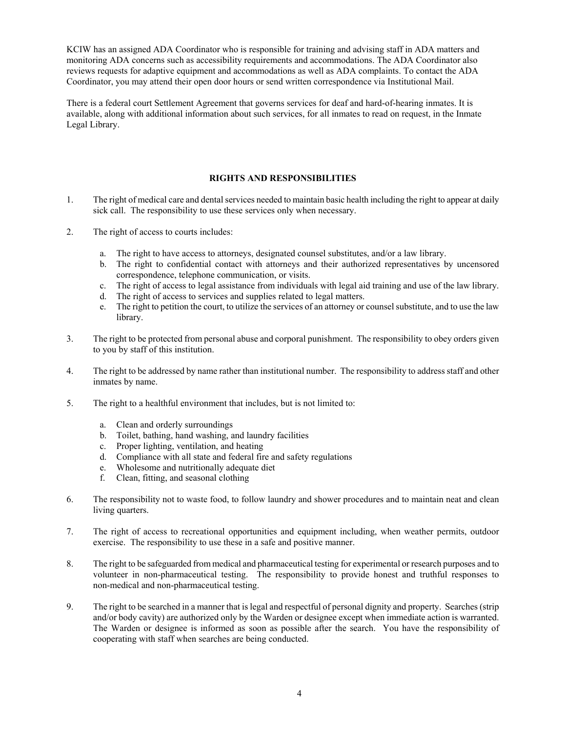KCIW has an assigned ADA Coordinator who is responsible for training and advising staff in ADA matters and monitoring ADA concerns such as accessibility requirements and accommodations. The ADA Coordinator also reviews requests for adaptive equipment and accommodations as well as ADA complaints. To contact the ADA Coordinator, you may attend their open door hours or send written correspondence via Institutional Mail.

There is a federal court Settlement Agreement that governs services for deaf and hard-of-hearing inmates. It is available, along with additional information about such services, for all inmates to read on request, in the Inmate Legal Library.

## RIGHTS AND RESPONSIBILITIES

1. The right of medical care and dental services needed to maintain basic health including the right to appear at daily sick call. The responsibility to use these services only when necessary.

2. The right of access to courts includes:

   a. The right to have access to attorneys, designated counsel substitutes, and/or a law library.
   b. The right to confidential contact with attorneys and their authorized representatives by uncensored correspondence, telephone communication, or visits.
   c. The right of access to legal assistance from individuals with legal aid training and use of the law library.
   d. The right of access to services and supplies related to legal matters.
   e. The right to petition the court, to utilize the services of an attorney or counsel substitute, and to use the law library.

3. The right to be protected from personal abuse and corporal punishment. The responsibility to obey orders given to you by staff of this institution.

4. The right to be addressed by name rather than institutional number. The responsibility to address staff and other inmates by name.

5. The right to a healthful environment that includes, but is not limited to:

   a. Clean and orderly surroundings
   b. Toilet, bathing, hand washing, and laundry facilities
   c. Proper lighting, ventilation, and heating
   d. Compliance with all state and federal fire and safety regulations
   e. Wholesome and nutritionally adequate diet
   f. Clean, fitting, and seasonal clothing

6. The responsibility not to waste food, to follow laundry and shower procedures and to maintain neat and clean living quarters.

7. The right of access to recreational opportunities and equipment including, when weather permits, outdoor exercise. The responsibility to use these in a safe and positive manner.

8. The right to be safeguarded from medical and pharmaceutical testing for experimental or research purposes and to volunteer in non-pharmaceutical testing. The responsibility to provide honest and truthful responses to non-medical and non-pharmaceutical testing.

9. The right to be searched in a manner that is legal and respectful of personal dignity and property. Searches (strip and/or body cavity) are authorized only by the Warden or designee except when immediate action is warranted. The Warden or designee is informed as soon as possible after the search. You have the responsibility of cooperating with staff when searches are being conducted.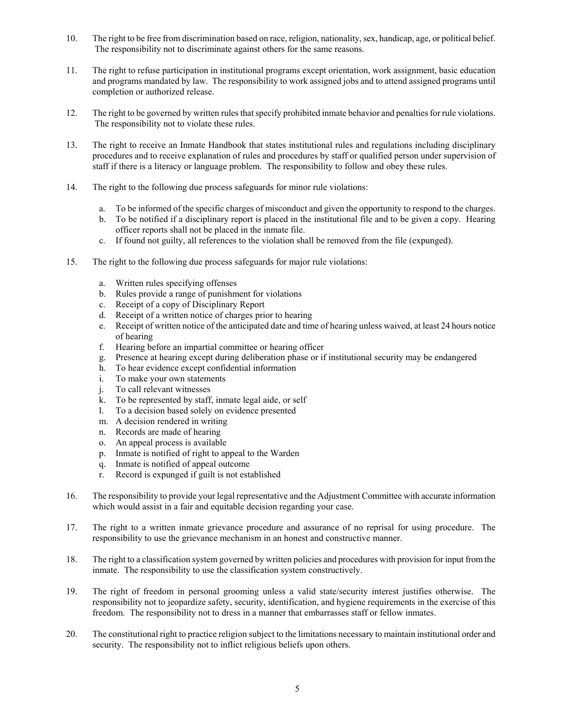10. The right to be free from discrimination based on race, religion, nationality, sex, handicap, age, or political belief. The responsibility not to discriminate against others for the same reasons.

11. The right to refuse participation in institutional programs except orientation, work assignment, basic education and programs mandated by law. The responsibility to work assigned jobs and to attend assigned programs until completion or authorized release.

12. The right to be governed by written rules that specify prohibited inmate behavior and penalties for rule violations. The responsibility not to violate these rules.

13. The right to receive an Inmate Handbook that states institutional rules and regulations including disciplinary procedures and to receive explanation of rules and procedures by staff or qualified person under supervision of staff if there is a literacy or language problem. The responsibility to follow and obey these rules.

14. The right to the following due process safeguards for minor rule violations:

    a. To be informed of the specific charges of misconduct and given the opportunity to respond to the charges.
    b. To be notified if a disciplinary report is placed in the institutional file and to be given a copy. Hearing officer reports shall not be placed in the inmate file.
    c. If found not guilty, all references to the violation shall be removed from the file (expunged).

15. The right to the following due process safeguards for major rule violations:

    a. Written rules specifying offenses
    b. Rules provide a range of punishment for violations
    c. Receipt of a copy of Disciplinary Report
    d. Receipt of a written notice of charges prior to hearing
    e. Receipt of written notice of the anticipated date and time of hearing unless waived, at least 24 hours notice of hearing
    f. Hearing before an impartial committee or hearing officer
    g. Presence at hearing except during deliberation phase or if institutional security may be endangered
    h. To hear evidence except confidential information
    i. To make your own statements
    j. To call relevant witnesses
    k. To be represented by staff, inmate legal aide, or self
    l. To a decision based solely on evidence presented
    m. A decision rendered in writing
    n. Records are made of hearing
    o. An appeal process is available
    p. Inmate is notified of right to appeal to the Warden
    q. Inmate is notified of appeal outcome
    r. Record is expunged if guilt is not established

16. The responsibility to provide your legal representative and the Adjustment Committee with accurate information which would assist in a fair and equitable decision regarding your case.

17. The right to a written inmate grievance procedure and assurance of no reprisal for using procedure. The responsibility to use the grievance mechanism in an honest and constructive manner.

18. The right to a classification system governed by written policies and procedures with provision for input from the inmate. The responsibility to use the classification system constructively.

19. The right of freedom in personal grooming unless a valid state/security interest justifies otherwise. The responsibility not to jeopardize safety, security, identification, and hygiene requirements in the exercise of this freedom. The responsibility not to dress in a manner that embarrasses staff or fellow inmates.

20. The constitutional right to practice religion subject to the limitations necessary to maintain institutional order and security. The responsibility not to inflict religious beliefs upon others.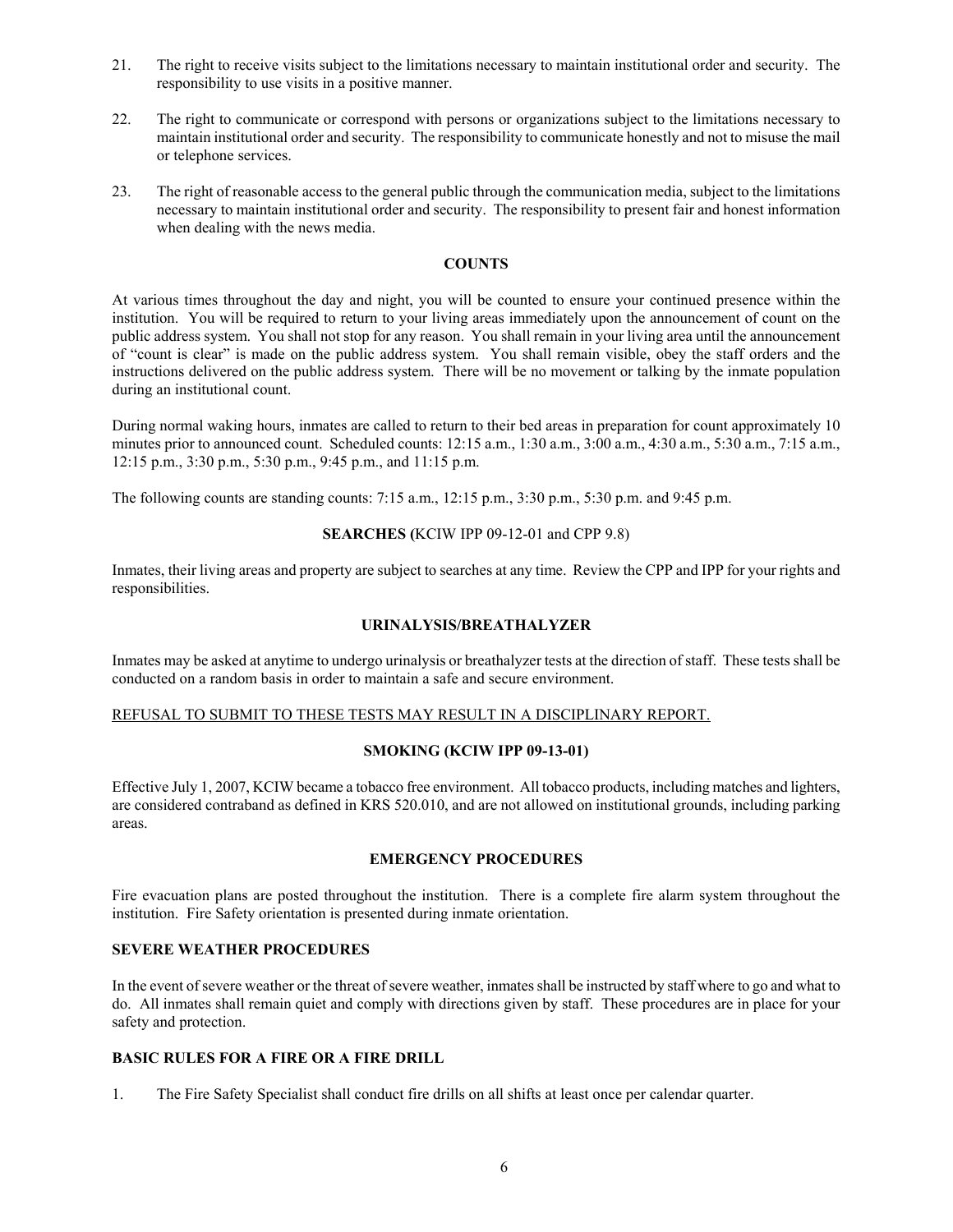21. The right to receive visits subject to the limitations necessary to maintain institutional order and security. The responsibility to use visits in a positive manner.

22. The right to communicate or correspond with persons or organizations subject to the limitations necessary to maintain institutional order and security. The responsibility to communicate honestly and not to misuse the mail or telephone services.

23. The right of reasonable access to the general public through the communication media, subject to the limitations necessary to maintain institutional order and security. The responsibility to present fair and honest information when dealing with the news media.

## COUNTS

At various times throughout the day and night, you will be counted to ensure your continued presence within the institution. You will be required to return to your living areas immediately upon the announcement of count on the public address system. You shall not stop for any reason. You shall remain in your living area until the announcement of "count is clear" is made on the public address system. You shall remain visible, obey the staff orders and the instructions delivered on the public address system. There will be no movement or talking by the inmate population during an institutional count.

During normal waking hours, inmates are called to return to their bed areas in preparation for count approximately 10 minutes prior to announced count. Scheduled counts: 12:15 a.m., 1:30 a.m., 3:00 a.m., 4:30 a.m., 5:30 a.m., 7:15 a.m., 12:15 p.m., 3:30 p.m., 5:30 p.m., 9:45 p.m., and 11:15 p.m.

The following counts are standing counts: 7:15 a.m., 12:15 p.m., 3:30 p.m., 5:30 p.m. and 9:45 p.m.

## SEARCHES (KCIW IPP 09-12-01 and CPP 9.8)

Inmates, their living areas and property are subject to searches at any time. Review the CPP and IPP for your rights and responsibilities.

## URINALYSIS/BREATHALYZER

Inmates may be asked at anytime to undergo urinalysis or breathalyzer tests at the direction of staff. These tests shall be conducted on a random basis in order to maintain a safe and secure environment.

<u>REFUSAL TO SUBMIT TO THESE TESTS MAY RESULT IN A DISCIPLINARY REPORT.</u>

## SMOKING (KCIW IPP 09-13-01)

Effective July 1, 2007, KCIW became a tobacco free environment. All tobacco products, including matches and lighters, are considered contraband as defined in KRS 520.010, and are not allowed on institutional grounds, including parking areas.

## EMERGENCY PROCEDURES

Fire evacuation plans are posted throughout the institution. There is a complete fire alarm system throughout the institution. Fire Safety orientation is presented during inmate orientation.

### SEVERE WEATHER PROCEDURES

In the event of severe weather or the threat of severe weather, inmates shall be instructed by staff where to go and what to do. All inmates shall remain quiet and comply with directions given by staff. These procedures are in place for your safety and protection.

### BASIC RULES FOR A FIRE OR A FIRE DRILL

1. The Fire Safety Specialist shall conduct fire drills on all shifts at least once per calendar quarter.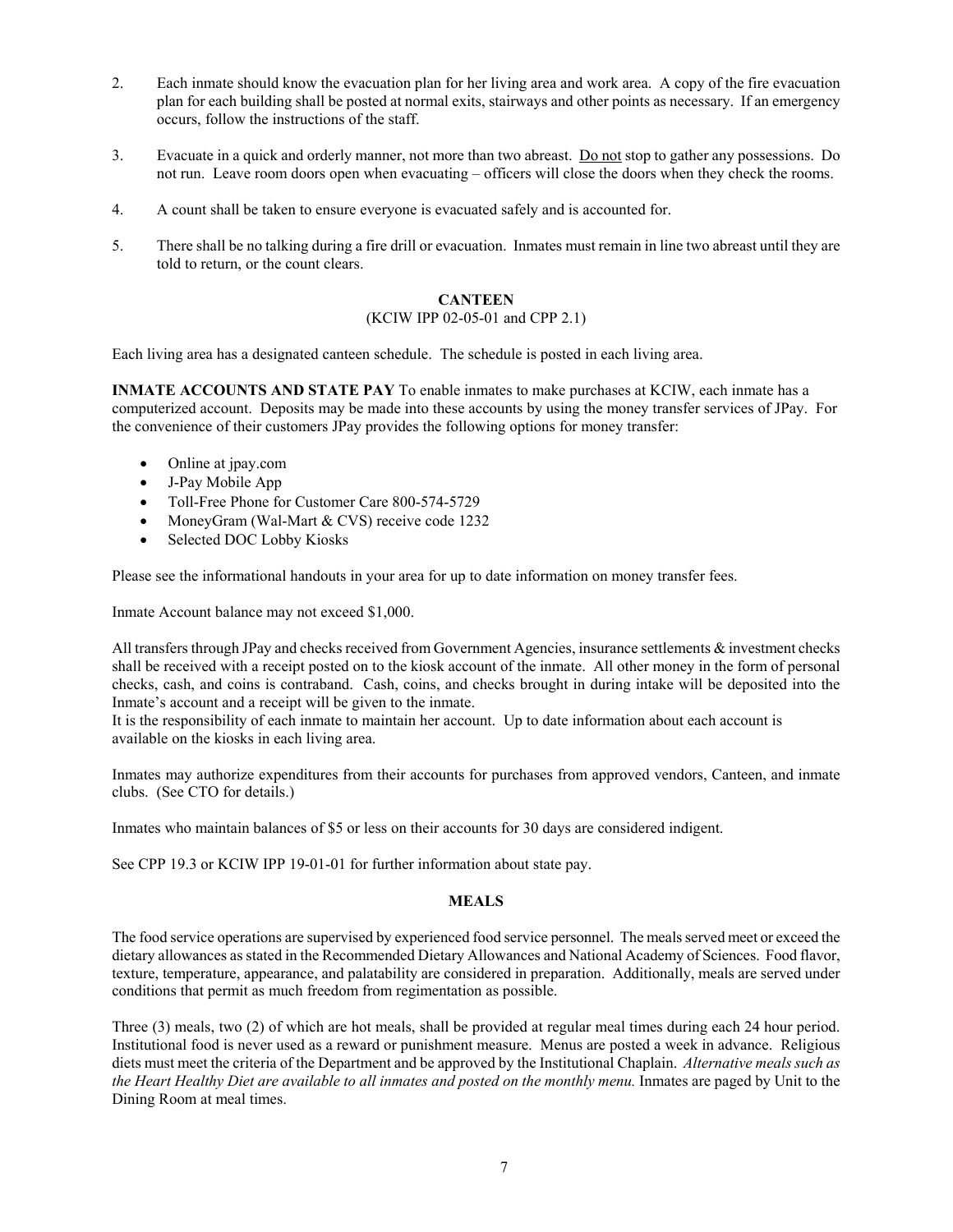2. Each inmate should know the evacuation plan for her living area and work area. A copy of the fire evacuation plan for each building shall be posted at normal exits, stairways and other points as necessary. If an emergency occurs, follow the instructions of the staff.

3. Evacuate in a quick and orderly manner, not more than two abreast. <u>Do not</u> stop to gather any possessions. Do not run. Leave room doors open when evacuating – officers will close the doors when they check the rooms.

4. A count shall be taken to ensure everyone is evacuated safely and is accounted for.

5. There shall be no talking during a fire drill or evacuation. Inmates must remain in line two abreast until they are told to return, or the count clears.

## CANTEEN

(KCIW IPP 02-05-01 and CPP 2.1)

Each living area has a designated canteen schedule. The schedule is posted in each living area.

**INMATE ACCOUNTS AND STATE PAY** To enable inmates to make purchases at KCIW, each inmate has a computerized account. Deposits may be made into these accounts by using the money transfer services of JPay. For the convenience of their customers JPay provides the following options for money transfer:

- Online at jpay.com
- J-Pay Mobile App
- Toll-Free Phone for Customer Care 800-574-5729
- MoneyGram (Wal-Mart & CVS) receive code 1232
- Selected DOC Lobby Kiosks

Please see the informational handouts in your area for up to date information on money transfer fees.

Inmate Account balance may not exceed $1,000.

All transfers through JPay and checks received from Government Agencies, insurance settlements & investment checks shall be received with a receipt posted on to the kiosk account of the inmate. All other money in the form of personal checks, cash, and coins is contraband. Cash, coins, and checks brought in during intake will be deposited into the Inmate's account and a receipt will be given to the inmate.
It is the responsibility of each inmate to maintain her account. Up to date information about each account is available on the kiosks in each living area.

Inmates may authorize expenditures from their accounts for purchases from approved vendors, Canteen, and inmate clubs. (See CTO for details.)

Inmates who maintain balances of $5 or less on their accounts for 30 days are considered indigent.

See CPP 19.3 or KCIW IPP 19-01-01 for further information about state pay.

## MEALS

The food service operations are supervised by experienced food service personnel. The meals served meet or exceed the dietary allowances as stated in the Recommended Dietary Allowances and National Academy of Sciences. Food flavor, texture, temperature, appearance, and palatability are considered in preparation. Additionally, meals are served under conditions that permit as much freedom from regimentation as possible.

Three (3) meals, two (2) of which are hot meals, shall be provided at regular meal times during each 24 hour period. Institutional food is never used as a reward or punishment measure. Menus are posted a week in advance. Religious diets must meet the criteria of the Department and be approved by the Institutional Chaplain. *Alternative meals such as the Heart Healthy Diet are available to all inmates and posted on the monthly menu.* Inmates are paged by Unit to the Dining Room at meal times.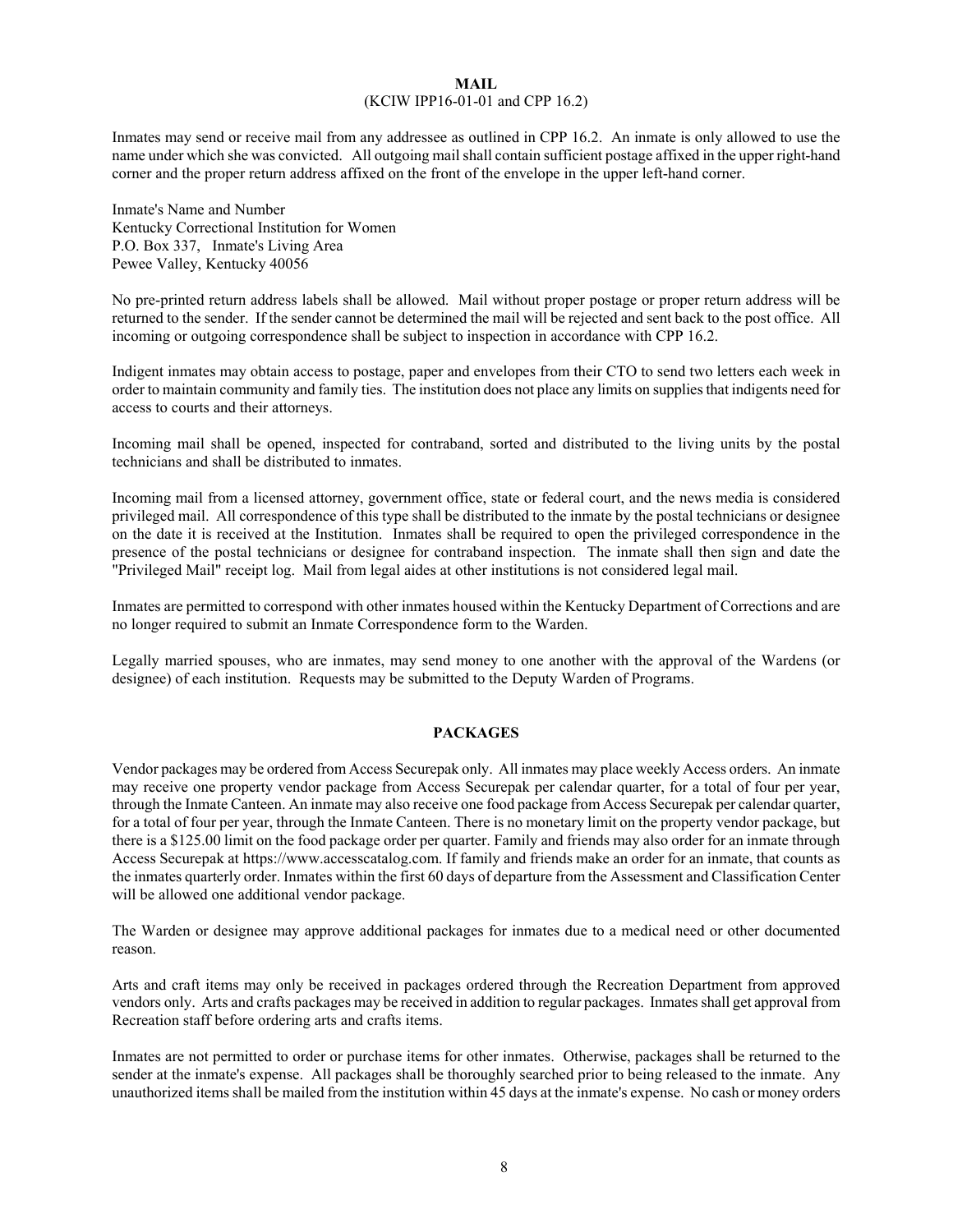## MAIL

(KCIW IPP16-01-01 and CPP 16.2)

Inmates may send or receive mail from any addressee as outlined in CPP 16.2. An inmate is only allowed to use the name under which she was convicted. All outgoing mail shall contain sufficient postage affixed in the upper right-hand corner and the proper return address affixed on the front of the envelope in the upper left-hand corner.

Inmate's Name and Number
Kentucky Correctional Institution for Women
P.O. Box 337, Inmate's Living Area
Pewee Valley, Kentucky 40056

No pre-printed return address labels shall be allowed. Mail without proper postage or proper return address will be returned to the sender. If the sender cannot be determined the mail will be rejected and sent back to the post office. All incoming or outgoing correspondence shall be subject to inspection in accordance with CPP 16.2.

Indigent inmates may obtain access to postage, paper and envelopes from their CTO to send two letters each week in order to maintain community and family ties. The institution does not place any limits on supplies that indigents need for access to courts and their attorneys.

Incoming mail shall be opened, inspected for contraband, sorted and distributed to the living units by the postal technicians and shall be distributed to inmates.

Incoming mail from a licensed attorney, government office, state or federal court, and the news media is considered privileged mail. All correspondence of this type shall be distributed to the inmate by the postal technicians or designee on the date it is received at the Institution. Inmates shall be required to open the privileged correspondence in the presence of the postal technicians or designee for contraband inspection. The inmate shall then sign and date the "Privileged Mail" receipt log. Mail from legal aides at other institutions is not considered legal mail.

Inmates are permitted to correspond with other inmates housed within the Kentucky Department of Corrections and are no longer required to submit an Inmate Correspondence form to the Warden.

Legally married spouses, who are inmates, may send money to one another with the approval of the Wardens (or designee) of each institution. Requests may be submitted to the Deputy Warden of Programs.

## PACKAGES

Vendor packages may be ordered from Access Securepak only. All inmates may place weekly Access orders. An inmate may receive one property vendor package from Access Securepak per calendar quarter, for a total of four per year, through the Inmate Canteen. An inmate may also receive one food package from Access Securepak per calendar quarter, for a total of four per year, through the Inmate Canteen. There is no monetary limit on the property vendor package, but there is a $125.00 limit on the food package order per quarter. Family and friends may also order for an inmate through Access Securepak at https://www.accesscatalog.com. If family and friends make an order for an inmate, that counts as the inmates quarterly order. Inmates within the first 60 days of departure from the Assessment and Classification Center will be allowed one additional vendor package.

The Warden or designee may approve additional packages for inmates due to a medical need or other documented reason.

Arts and craft items may only be received in packages ordered through the Recreation Department from approved vendors only. Arts and crafts packages may be received in addition to regular packages. Inmates shall get approval from Recreation staff before ordering arts and crafts items.

Inmates are not permitted to order or purchase items for other inmates. Otherwise, packages shall be returned to the sender at the inmate's expense. All packages shall be thoroughly searched prior to being released to the inmate. Any unauthorized items shall be mailed from the institution within 45 days at the inmate's expense. No cash or money orders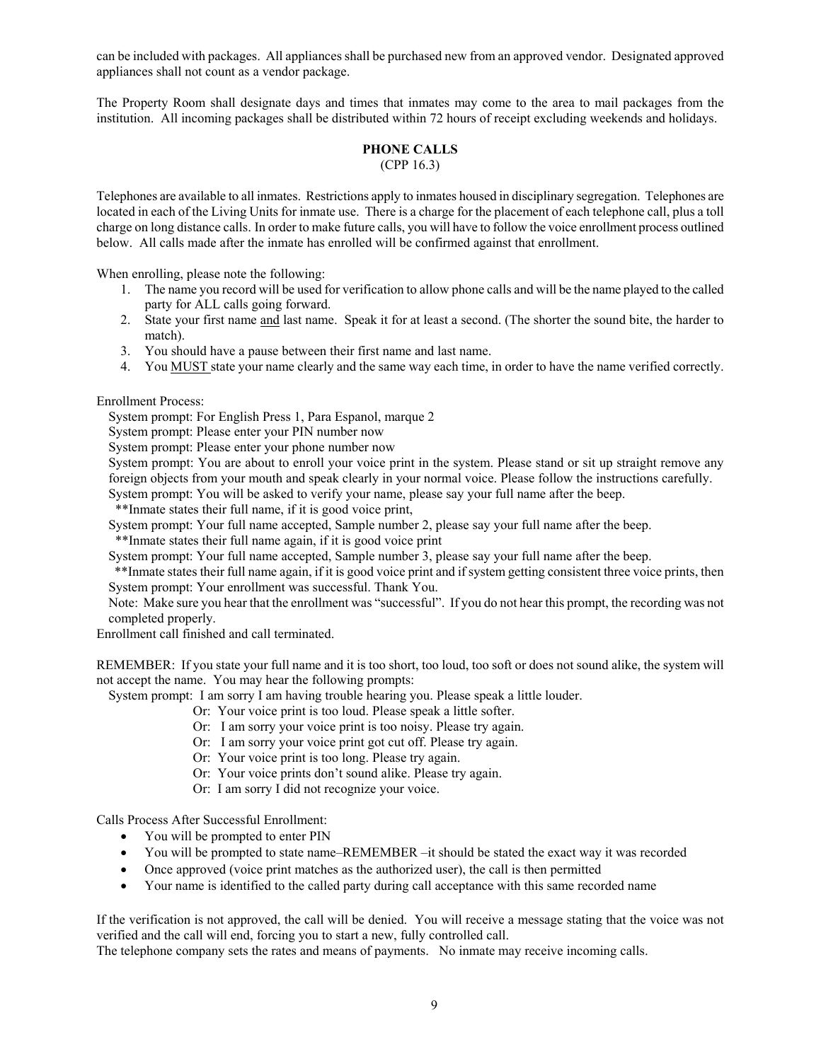can be included with packages. All appliances shall be purchased new from an approved vendor. Designated approved appliances shall not count as a vendor package.

The Property Room shall designate days and times that inmates may come to the area to mail packages from the institution. All incoming packages shall be distributed within 72 hours of receipt excluding weekends and holidays.

## PHONE CALLS
(CPP 16.3)

Telephones are available to all inmates. Restrictions apply to inmates housed in disciplinary segregation. Telephones are located in each of the Living Units for inmate use. There is a charge for the placement of each telephone call, plus a toll charge on long distance calls. In order to make future calls, you will have to follow the voice enrollment process outlined below. All calls made after the inmate has enrolled will be confirmed against that enrollment.

When enrolling, please note the following:

1. The name you record will be used for verification to allow phone calls and will be the name played to the called party for ALL calls going forward.
2. State your first name <u>and</u> last name. Speak it for at least a second. (The shorter the sound bite, the harder to match).
3. You should have a pause between their first name and last name.
4. You <u>MUST</u> state your name clearly and the same way each time, in order to have the name verified correctly.

Enrollment Process:

System prompt: For English Press 1, Para Espanol, marque 2
System prompt: Please enter your PIN number now
System prompt: Please enter your phone number now
System prompt: You are about to enroll your voice print in the system. Please stand or sit up straight remove any foreign objects from your mouth and speak clearly in your normal voice. Please follow the instructions carefully.
System prompt: You will be asked to verify your name, please say your full name after the beep.
**Inmate states their full name, if it is good voice print,
System prompt: Your full name accepted, Sample number 2, please say your full name after the beep.
**Inmate states their full name again, if it is good voice print
System prompt: Your full name accepted, Sample number 3, please say your full name after the beep.
**Inmate states their full name again, if it is good voice print and if system getting consistent three voice prints, then
System prompt: Your enrollment was successful. Thank You.
Note: Make sure you hear that the enrollment was "successful". If you do not hear this prompt, the recording was not completed properly.

Enrollment call finished and call terminated.

REMEMBER: If you state your full name and it is too short, too loud, too soft or does not sound alike, the system will not accept the name. You may hear the following prompts:

System prompt: I am sorry I am having trouble hearing you. Please speak a little louder.
Or: Your voice print is too loud. Please speak a little softer.
Or: I am sorry your voice print is too noisy. Please try again.
Or: I am sorry your voice print got cut off. Please try again.
Or: Your voice print is too long. Please try again.
Or: Your voice prints don't sound alike. Please try again.
Or: I am sorry I did not recognize your voice.

Calls Process After Successful Enrollment:

- You will be prompted to enter PIN
- You will be prompted to state name–REMEMBER –it should be stated the exact way it was recorded
- Once approved (voice print matches as the authorized user), the call is then permitted
- Your name is identified to the called party during call acceptance with this same recorded name

If the verification is not approved, the call will be denied. You will receive a message stating that the voice was not verified and the call will end, forcing you to start a new, fully controlled call.
The telephone company sets the rates and means of payments. No inmate may receive incoming calls.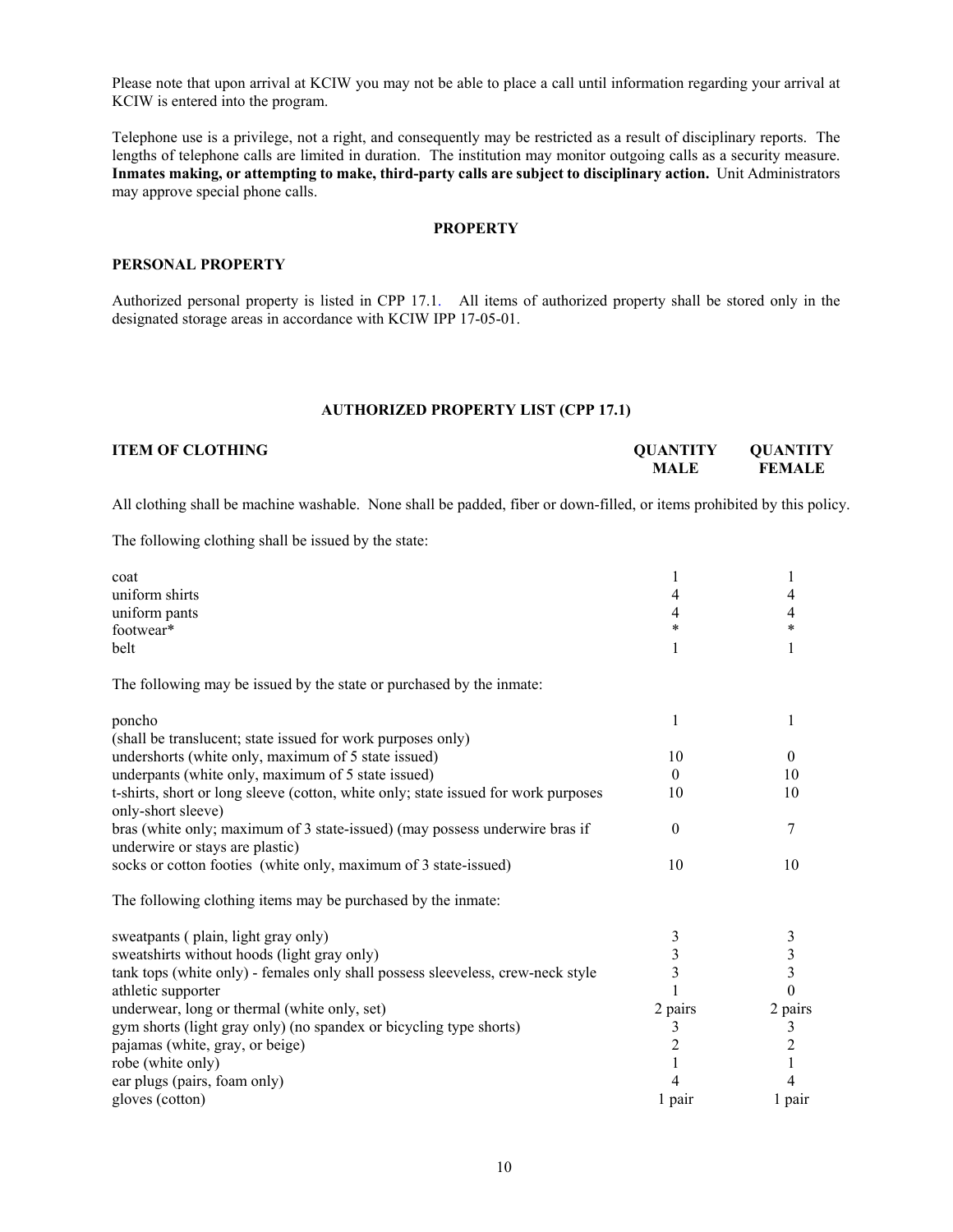Please note that upon arrival at KCIW you may not be able to place a call until information regarding your arrival at KCIW is entered into the program.

Telephone use is a privilege, not a right, and consequently may be restricted as a result of disciplinary reports. The lengths of telephone calls are limited in duration. The institution may monitor outgoing calls as a security measure. **Inmates making, or attempting to make, third-party calls are subject to disciplinary action.** Unit Administrators may approve special phone calls.

## PROPERTY

### PERSONAL PROPERTY

Authorized personal property is listed in CPP 17.1. All items of authorized property shall be stored only in the designated storage areas in accordance with KCIW IPP 17-05-01.

### AUTHORIZED PROPERTY LIST (CPP 17.1)

| ITEM OF CLOTHING | QUANTITY MALE | QUANTITY FEMALE |
|---|---|---|
| All clothing shall be machine washable. None shall be padded, fiber or down-filled, or items prohibited by this policy. | | |
| The following clothing shall be issued by the state: | | |
| coat | 1 | 1 |
| uniform shirts | 4 | 4 |
| uniform pants | 4 | 4 |
| footwear* | * | * |
| belt | 1 | 1 |
| The following may be issued by the state or purchased by the inmate: | | |
| poncho (shall be translucent; state issued for work purposes only) | 1 | 1 |
| undershorts (white only, maximum of 5 state issued) | 10 | 0 |
| underpants (white only, maximum of 5 state issued) | 0 | 10 |
| t-shirts, short or long sleeve (cotton, white only; state issued for work purposes only-short sleeve) | 10 | 10 |
| bras (white only; maximum of 3 state-issued) (may possess underwire bras if underwire or stays are plastic) | 0 | 7 |
| socks or cotton footies (white only, maximum of 3 state-issued) | 10 | 10 |
| The following clothing items may be purchased by the inmate: | | |
| sweatpants ( plain, light gray only) | 3 | 3 |
| sweatshirts without hoods (light gray only) | 3 | 3 |
| tank tops (white only) - females only shall possess sleeveless, crew-neck style | 3 | 3 |
| athletic supporter | 1 | 0 |
| underwear, long or thermal (white only, set) | 2 pairs | 2 pairs |
| gym shorts (light gray only) (no spandex or bicycling type shorts) | 3 | 3 |
| pajamas (white, gray, or beige) | 2 | 2 |
| robe (white only) | 1 | 1 |
| ear plugs (pairs, foam only) | 4 | 4 |
| gloves (cotton) | 1 pair | 1 pair |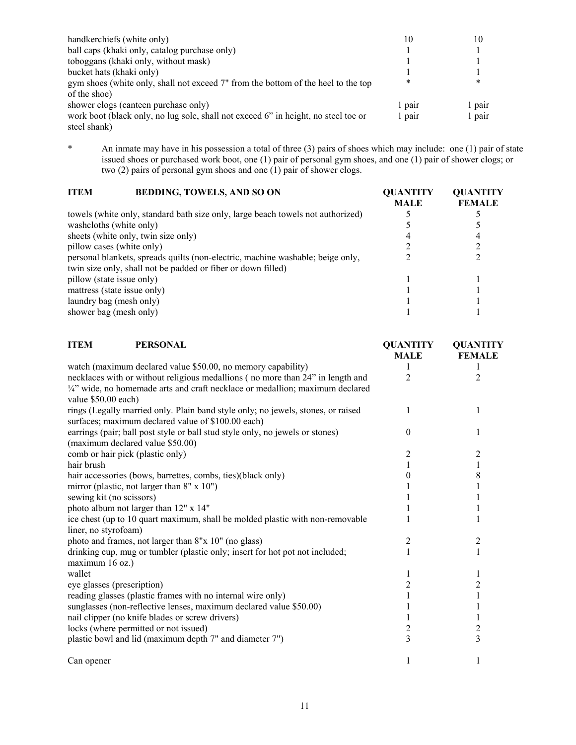| | | |
|---|---|---|
| handkerchiefs (white only) | 10 | 10 |
| ball caps (khaki only, catalog purchase only) | 1 | 1 |
| toboggans (khaki only, without mask) | 1 | 1 |
| bucket hats (khaki only) | 1 | 1 |
| gym shoes (white only, shall not exceed 7" from the bottom of the heel to the top of the shoe) | * | * |
| shower clogs (canteen purchase only) | 1 pair | 1 pair |
| work boot (black only, no lug sole, shall not exceed 6" in height, no steel toe or steel shank) | 1 pair | 1 pair |

\* An inmate may have in his possession a total of three (3) pairs of shoes which may include: one (1) pair of state issued shoes or purchased work boot, one (1) pair of personal gym shoes, and one (1) pair of shower clogs; or two (2) pairs of personal gym shoes and one (1) pair of shower clogs.

| **ITEM** **BEDDING, TOWELS, AND SO ON** | **QUANTITY MALE** | **QUANTITY FEMALE** |
|---|---|---|
| towels (white only, standard bath size only, large beach towels not authorized) | 5 | 5 |
| washcloths (white only) | 5 | 5 |
| sheets (white only, twin size only) | 4 | 4 |
| pillow cases (white only) | 2 | 2 |
| personal blankets, spreads quilts (non-electric, machine washable; beige only, twin size only, shall not be padded or fiber or down filled) | 2 | 2 |
| pillow (state issue only) | 1 | 1 |
| mattress (state issue only) | 1 | 1 |
| laundry bag (mesh only) | 1 | 1 |
| shower bag (mesh only) | 1 | 1 |

| **ITEM** **PERSONAL** | **QUANTITY MALE** | **QUANTITY FEMALE** |
|---|---|---|
| watch (maximum declared value $50.00, no memory capability) | 1 | 1 |
| necklaces with or without religious medallions ( no more than 24" in length and ¼" wide, no homemade arts and craft necklace or medallion; maximum declared value $50.00 each) | 2 | 2 |
| rings (Legally married only. Plain band style only; no jewels, stones, or raised surfaces; maximum declared value of $100.00 each) | 1 | 1 |
| earrings (pair; ball post style or ball stud style only, no jewels or stones) (maximum declared value $50.00) | 0 | 1 |
| comb or hair pick (plastic only) | 2 | 2 |
| hair brush | 1 | 1 |
| hair accessories (bows, barrettes, combs, ties)(black only) | 0 | 8 |
| mirror (plastic, not larger than 8" x 10") | 1 | 1 |
| sewing kit (no scissors) | 1 | 1 |
| photo album not larger than 12" x 14" | 1 | 1 |
| ice chest (up to 10 quart maximum, shall be molded plastic with non-removable liner, no styrofoam) | 1 | 1 |
| photo and frames, not larger than 8"x 10" (no glass) | 2 | 2 |
| drinking cup, mug or tumbler (plastic only; insert for hot pot not included; maximum 16 oz.) | 1 | 1 |
| wallet | 1 | 1 |
| eye glasses (prescription) | 2 | 2 |
| reading glasses (plastic frames with no internal wire only) | 1 | 1 |
| sunglasses (non-reflective lenses, maximum declared value $50.00) | 1 | 1 |
| nail clipper (no knife blades or screw drivers) | 1 | 1 |
| locks (where permitted or not issued) | 2 | 2 |
| plastic bowl and lid (maximum depth 7" and diameter 7") | 3 | 3 |
| Can opener | 1 | 1 |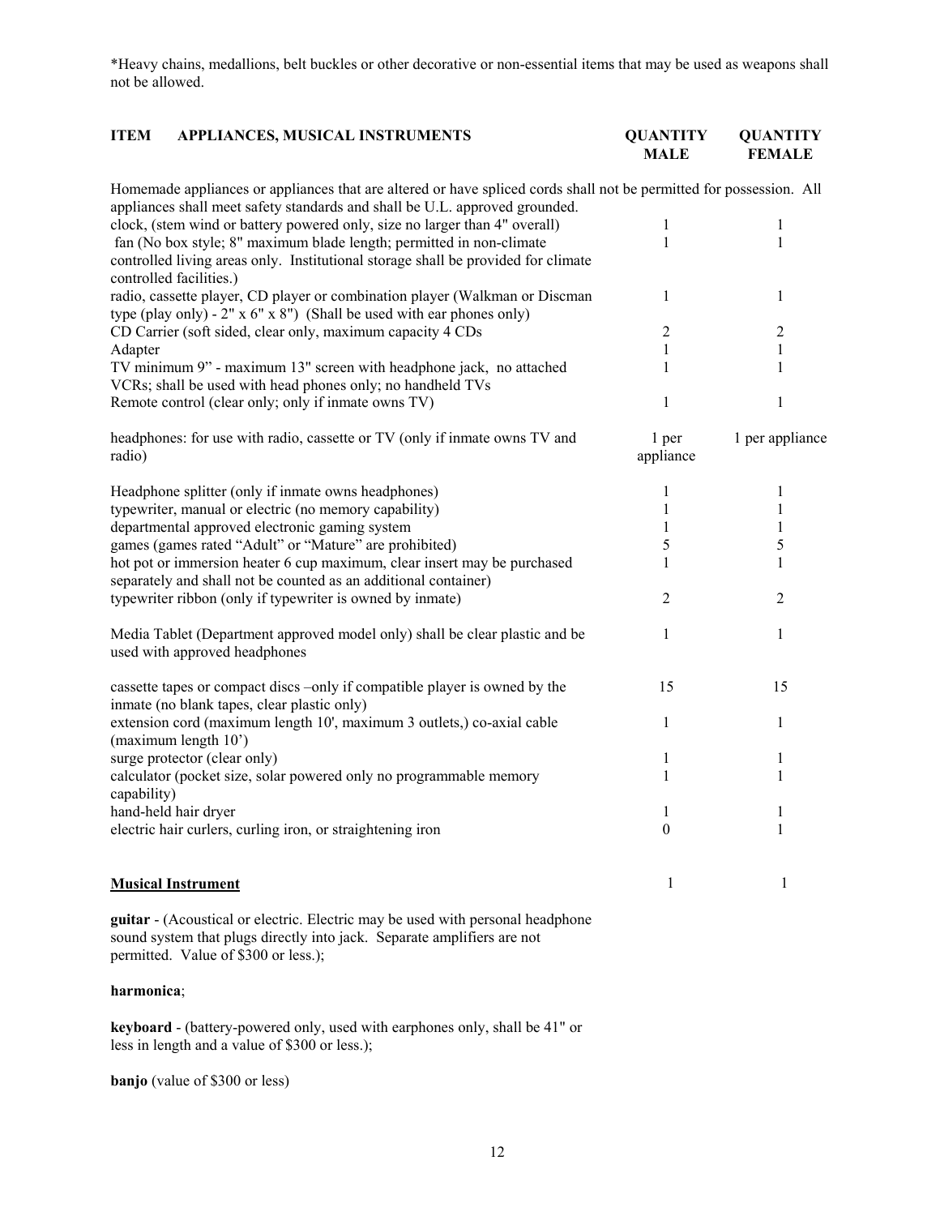*Heavy chains, medallions, belt buckles or other decorative or non-essential items that may be used as weapons shall not be allowed.

| ITEM APPLIANCES, MUSICAL INSTRUMENTS | QUANTITY MALE | QUANTITY FEMALE |
|---|---|---|
| Homemade appliances or appliances that are altered or have spliced cords shall not be permitted for possession. All appliances shall meet safety standards and shall be U.L. approved grounded. | | |
| clock, (stem wind or battery powered only, size no larger than 4" overall) | 1 | 1 |
| fan (No box style; 8" maximum blade length; permitted in non-climate controlled living areas only. Institutional storage shall be provided for climate controlled facilities.) | 1 | 1 |
| radio, cassette player, CD player or combination player (Walkman or Discman type (play only) - 2" x 6" x 8") (Shall be used with ear phones only) | 1 | 1 |
| CD Carrier (soft sided, clear only, maximum capacity 4 CDs | 2 | 2 |
| Adapter | 1 | 1 |
| TV minimum 9" - maximum 13" screen with headphone jack, no attached VCRs; shall be used with head phones only; no handheld TVs | 1 | 1 |
| Remote control (clear only; only if inmate owns TV) | 1 | 1 |
| headphones: for use with radio, cassette or TV (only if inmate owns TV and radio) | 1 per appliance | 1 per appliance |
| Headphone splitter (only if inmate owns headphones) | 1 | 1 |
| typewriter, manual or electric (no memory capability) | 1 | 1 |
| departmental approved electronic gaming system | 1 | 1 |
| games (games rated "Adult" or "Mature" are prohibited) | 5 | 5 |
| hot pot or immersion heater 6 cup maximum, clear insert may be purchased separately and shall not be counted as an additional container) | 1 | 1 |
| typewriter ribbon (only if typewriter is owned by inmate) | 2 | 2 |
| Media Tablet (Department approved model only) shall be clear plastic and be used with approved headphones | 1 | 1 |
| cassette tapes or compact discs –only if compatible player is owned by the inmate (no blank tapes, clear plastic only) | 15 | 15 |
| extension cord (maximum length 10', maximum 3 outlets,) co-axial cable (maximum length 10') | 1 | 1 |
| surge protector (clear only) | 1 | 1 |
| calculator (pocket size, solar powered only no programmable memory capability) | 1 | 1 |
| hand-held hair dryer | 1 | 1 |
| electric hair curlers, curling iron, or straightening iron | 0 | 1 |
| **Musical Instrument** | 1 | 1 |

**guitar** - (Acoustical or electric. Electric may be used with personal headphone sound system that plugs directly into jack. Separate amplifiers are not permitted. Value of $300 or less.);

**harmonica**;

**keyboard** - (battery-powered only, used with earphones only, shall be 41" or less in length and a value of $300 or less.);

**banjo** (value of $300 or less)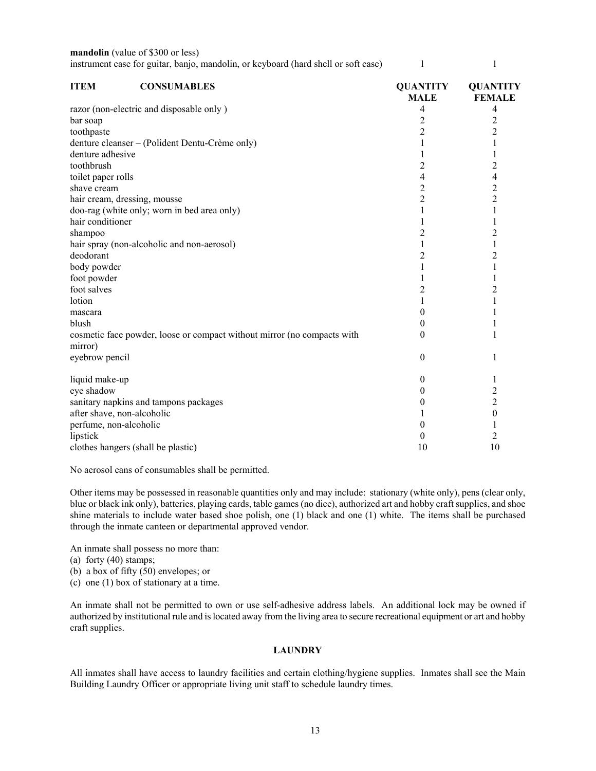| | | | |
|---|---|---|---|
| **mandolin** (value of $300 or less) | | | |
| instrument case for guitar, banjo, mandolin, or keyboard (hard shell or soft case) | | 1 | 1 |

| **ITEM** | **CONSUMABLES** | **QUANTITY MALE** | **QUANTITY FEMALE** |
|---|---|---|---|
| razor (non-electric and disposable only ) | | 4 | 4 |
| bar soap | | 2 | 2 |
| toothpaste | | 2 | 2 |
| denture cleanser – (Polident Dentu-Crème only) | | 1 | 1 |
| denture adhesive | | 1 | 1 |
| toothbrush | | 2 | 2 |
| toilet paper rolls | | 4 | 4 |
| shave cream | | 2 | 2 |
| hair cream, dressing, mousse | | 2 | 2 |
| doo-rag (white only; worn in bed area only) | | 1 | 1 |
| hair conditioner | | 1 | 1 |
| shampoo | | 2 | 2 |
| hair spray (non-alcoholic and non-aerosol) | | 1 | 1 |
| deodorant | | 2 | 2 |
| body powder | | 1 | 1 |
| foot powder | | 1 | 1 |
| foot salves | | 2 | 2 |
| lotion | | 1 | 1 |
| mascara | | 0 | 1 |
| blush | | 0 | 1 |
| cosmetic face powder, loose or compact without mirror (no compacts with mirror) | | 0 | 1 |
| eyebrow pencil | | 0 | 1 |
| liquid make-up | | 0 | 1 |
| eye shadow | | 0 | 2 |
| sanitary napkins and tampons packages | | 0 | 2 |
| after shave, non-alcoholic | | 1 | 0 |
| perfume, non-alcoholic | | 0 | 1 |
| lipstick | | 0 | 2 |
| clothes hangers (shall be plastic) | | 10 | 10 |

No aerosol cans of consumables shall be permitted.

Other items may be possessed in reasonable quantities only and may include: stationary (white only), pens (clear only, blue or black ink only), batteries, playing cards, table games (no dice), authorized art and hobby craft supplies, and shoe shine materials to include water based shoe polish, one (1) black and one (1) white. The items shall be purchased through the inmate canteen or departmental approved vendor.

An inmate shall possess no more than:
(a) forty (40) stamps;
(b) a box of fifty (50) envelopes; or
(c) one (1) box of stationary at a time.

An inmate shall not be permitted to own or use self-adhesive address labels. An additional lock may be owned if authorized by institutional rule and is located away from the living area to secure recreational equipment or art and hobby craft supplies.

## LAUNDRY

All inmates shall have access to laundry facilities and certain clothing/hygiene supplies. Inmates shall see the Main Building Laundry Officer or appropriate living unit staff to schedule laundry times.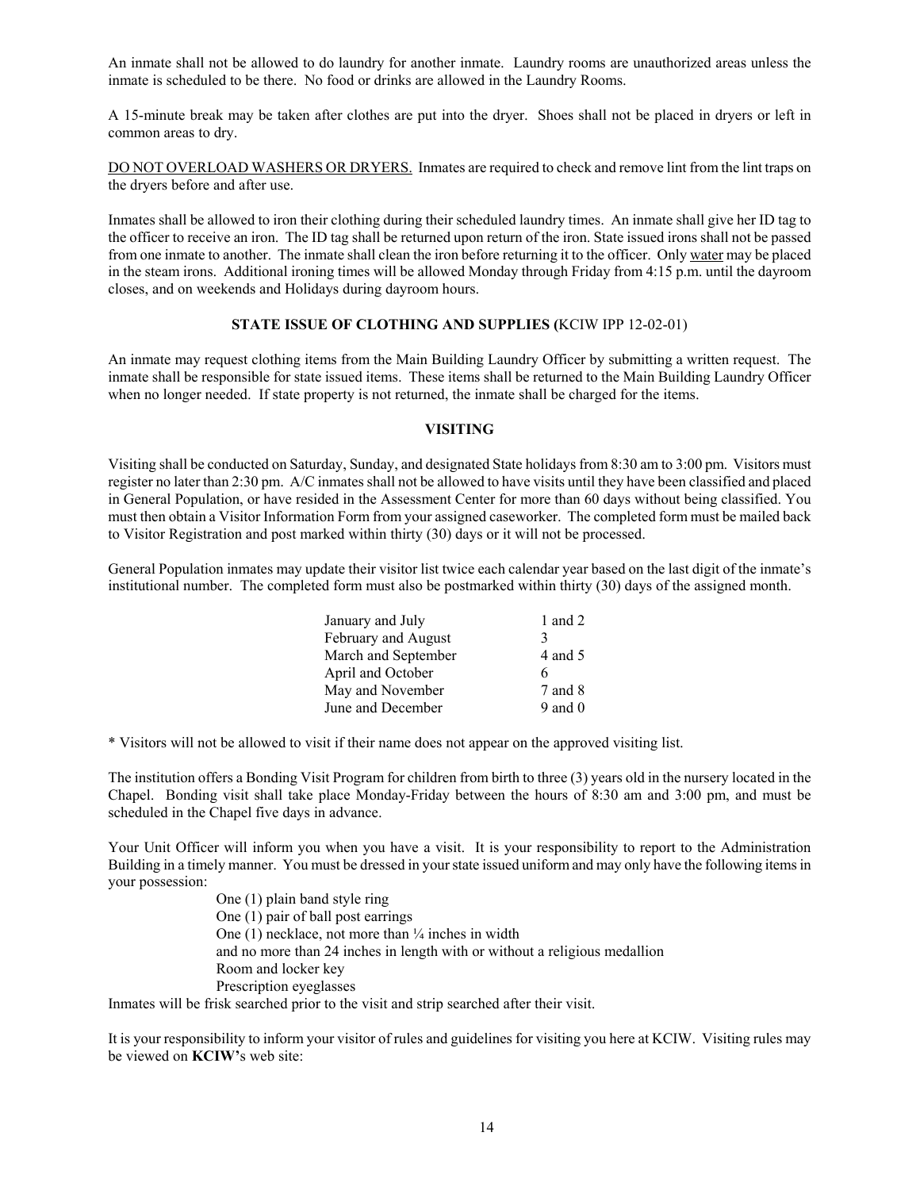An inmate shall not be allowed to do laundry for another inmate. Laundry rooms are unauthorized areas unless the inmate is scheduled to be there. No food or drinks are allowed in the Laundry Rooms.

A 15-minute break may be taken after clothes are put into the dryer. Shoes shall not be placed in dryers or left in common areas to dry.

<u>DO NOT OVERLOAD WASHERS OR DRYERS.</u> Inmates are required to check and remove lint from the lint traps on the dryers before and after use.

Inmates shall be allowed to iron their clothing during their scheduled laundry times. An inmate shall give her ID tag to the officer to receive an iron. The ID tag shall be returned upon return of the iron. State issued irons shall not be passed from one inmate to another. The inmate shall clean the iron before returning it to the officer. Only <u>water</u> may be placed in the steam irons. Additional ironing times will be allowed Monday through Friday from 4:15 p.m. until the dayroom closes, and on weekends and Holidays during dayroom hours.

**STATE ISSUE OF CLOTHING AND SUPPLIES (**KCIW IPP 12-02-01)

An inmate may request clothing items from the Main Building Laundry Officer by submitting a written request. The inmate shall be responsible for state issued items. These items shall be returned to the Main Building Laundry Officer when no longer needed. If state property is not returned, the inmate shall be charged for the items.

**VISITING**

Visiting shall be conducted on Saturday, Sunday, and designated State holidays from 8:30 am to 3:00 pm. Visitors must register no later than 2:30 pm. A/C inmates shall not be allowed to have visits until they have been classified and placed in General Population, or have resided in the Assessment Center for more than 60 days without being classified. You must then obtain a Visitor Information Form from your assigned caseworker. The completed form must be mailed back to Visitor Registration and post marked within thirty (30) days or it will not be processed.

General Population inmates may update their visitor list twice each calendar year based on the last digit of the inmate's institutional number. The completed form must also be postmarked within thirty (30) days of the assigned month.

| | |
|---|---|
| January and July | 1 and 2 |
| February and August | 3 |
| March and September | 4 and 5 |
| April and October | 6 |
| May and November | 7 and 8 |
| June and December | 9 and 0 |

* Visitors will not be allowed to visit if their name does not appear on the approved visiting list.

The institution offers a Bonding Visit Program for children from birth to three (3) years old in the nursery located in the Chapel. Bonding visit shall take place Monday-Friday between the hours of 8:30 am and 3:00 pm, and must be scheduled in the Chapel five days in advance.

Your Unit Officer will inform you when you have a visit. It is your responsibility to report to the Administration Building in a timely manner. You must be dressed in your state issued uniform and may only have the following items in your possession:

- One (1) plain band style ring
- One (1) pair of ball post earrings
- One (1) necklace, not more than ¼ inches in width and no more than 24 inches in length with or without a religious medallion
- Room and locker key
- Prescription eyeglasses

Inmates will be frisk searched prior to the visit and strip searched after their visit.

It is your responsibility to inform your visitor of rules and guidelines for visiting you here at KCIW. Visiting rules may be viewed on **KCIW'**s web site: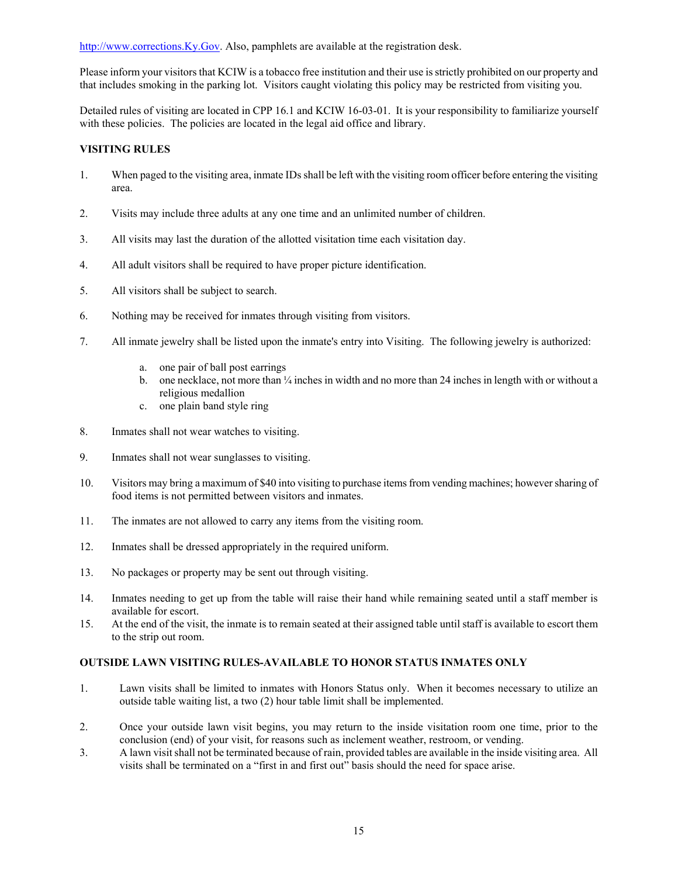http://www.corrections.Ky.Gov. Also, pamphlets are available at the registration desk.

Please inform your visitors that KCIW is a tobacco free institution and their use is strictly prohibited on our property and that includes smoking in the parking lot. Visitors caught violating this policy may be restricted from visiting you.

Detailed rules of visiting are located in CPP 16.1 and KCIW 16-03-01. It is your responsibility to familiarize yourself with these policies. The policies are located in the legal aid office and library.

**VISITING RULES**

1. When paged to the visiting area, inmate IDs shall be left with the visiting room officer before entering the visiting area.

2. Visits may include three adults at any one time and an unlimited number of children.

3. All visits may last the duration of the allotted visitation time each visitation day.

4. All adult visitors shall be required to have proper picture identification.

5. All visitors shall be subject to search.

6. Nothing may be received for inmates through visiting from visitors.

7. All inmate jewelry shall be listed upon the inmate's entry into Visiting. The following jewelry is authorized:

   a. one pair of ball post earrings
   b. one necklace, not more than ¼ inches in width and no more than 24 inches in length with or without a religious medallion
   c. one plain band style ring

8. Inmates shall not wear watches to visiting.

9. Inmates shall not wear sunglasses to visiting.

10. Visitors may bring a maximum of $40 into visiting to purchase items from vending machines; however sharing of food items is not permitted between visitors and inmates.

11. The inmates are not allowed to carry any items from the visiting room.

12. Inmates shall be dressed appropriately in the required uniform.

13. No packages or property may be sent out through visiting.

14. Inmates needing to get up from the table will raise their hand while remaining seated until a staff member is available for escort.
15. At the end of the visit, the inmate is to remain seated at their assigned table until staff is available to escort them to the strip out room.

**OUTSIDE LAWN VISITING RULES-AVAILABLE TO HONOR STATUS INMATES ONLY**

1. Lawn visits shall be limited to inmates with Honors Status only. When it becomes necessary to utilize an outside table waiting list, a two (2) hour table limit shall be implemented.

2. Once your outside lawn visit begins, you may return to the inside visitation room one time, prior to the conclusion (end) of your visit, for reasons such as inclement weather, restroom, or vending.
3. A lawn visit shall not be terminated because of rain, provided tables are available in the inside visiting area. All visits shall be terminated on a "first in and first out" basis should the need for space arise.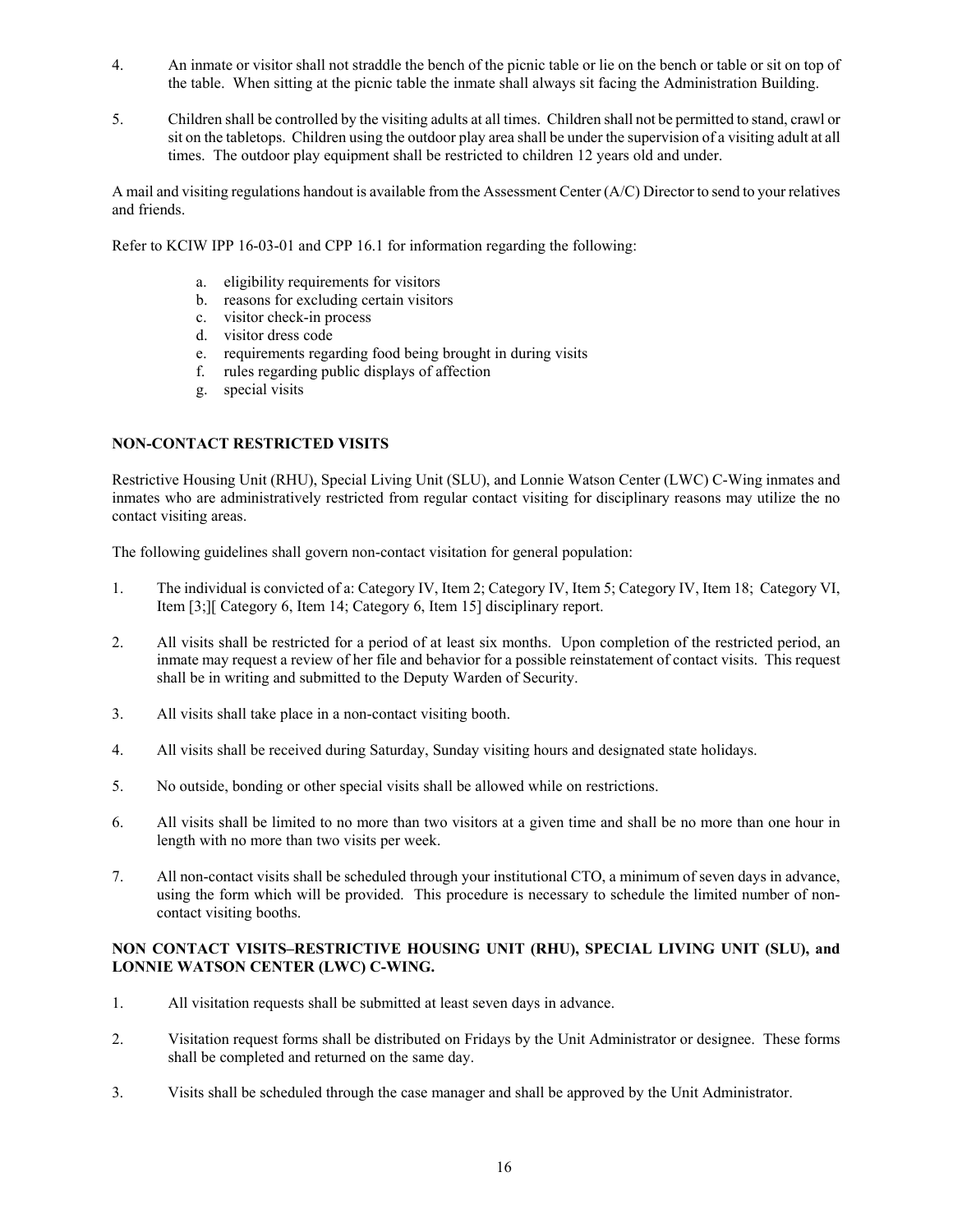4. An inmate or visitor shall not straddle the bench of the picnic table or lie on the bench or table or sit on top of the table. When sitting at the picnic table the inmate shall always sit facing the Administration Building.

5. Children shall be controlled by the visiting adults at all times. Children shall not be permitted to stand, crawl or sit on the tabletops. Children using the outdoor play area shall be under the supervision of a visiting adult at all times. The outdoor play equipment shall be restricted to children 12 years old and under.

A mail and visiting regulations handout is available from the Assessment Center (A/C) Director to send to your relatives and friends.

Refer to KCIW IPP 16-03-01 and CPP 16.1 for information regarding the following:

a. eligibility requirements for visitors
b. reasons for excluding certain visitors
c. visitor check-in process
d. visitor dress code
e. requirements regarding food being brought in during visits
f. rules regarding public displays of affection
g. special visits

**NON-CONTACT RESTRICTED VISITS**

Restrictive Housing Unit (RHU), Special Living Unit (SLU), and Lonnie Watson Center (LWC) C-Wing inmates and inmates who are administratively restricted from regular contact visiting for disciplinary reasons may utilize the no contact visiting areas.

The following guidelines shall govern non-contact visitation for general population:

1. The individual is convicted of a: Category IV, Item 2; Category IV, Item 5; Category IV, Item 18; Category VI, Item [3;][ Category 6, Item 14; Category 6, Item 15] disciplinary report.

2. All visits shall be restricted for a period of at least six months. Upon completion of the restricted period, an inmate may request a review of her file and behavior for a possible reinstatement of contact visits. This request shall be in writing and submitted to the Deputy Warden of Security.

3. All visits shall take place in a non-contact visiting booth.

4. All visits shall be received during Saturday, Sunday visiting hours and designated state holidays.

5. No outside, bonding or other special visits shall be allowed while on restrictions.

6. All visits shall be limited to no more than two visitors at a given time and shall be no more than one hour in length with no more than two visits per week.

7. All non-contact visits shall be scheduled through your institutional CTO, a minimum of seven days in advance, using the form which will be provided. This procedure is necessary to schedule the limited number of non-contact visiting booths.

**NON CONTACT VISITS–RESTRICTIVE HOUSING UNIT (RHU), SPECIAL LIVING UNIT (SLU), and LONNIE WATSON CENTER (LWC) C-WING.**

1. All visitation requests shall be submitted at least seven days in advance.

2. Visitation request forms shall be distributed on Fridays by the Unit Administrator or designee. These forms shall be completed and returned on the same day.

3. Visits shall be scheduled through the case manager and shall be approved by the Unit Administrator.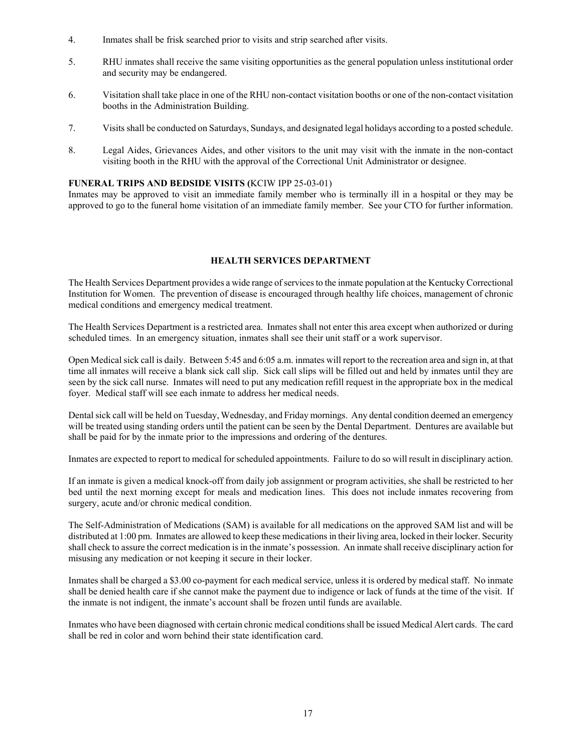4. Inmates shall be frisk searched prior to visits and strip searched after visits.

5. RHU inmates shall receive the same visiting opportunities as the general population unless institutional order and security may be endangered.

6. Visitation shall take place in one of the RHU non-contact visitation booths or one of the non-contact visitation booths in the Administration Building.

7. Visits shall be conducted on Saturdays, Sundays, and designated legal holidays according to a posted schedule.

8. Legal Aides, Grievances Aides, and other visitors to the unit may visit with the inmate in the non-contact visiting booth in the RHU with the approval of the Correctional Unit Administrator or designee.

**FUNERAL TRIPS AND BEDSIDE VISITS (**KCIW IPP 25-03-01)

Inmates may be approved to visit an immediate family member who is terminally ill in a hospital or they may be approved to go to the funeral home visitation of an immediate family member. See your CTO for further information.

## HEALTH SERVICES DEPARTMENT

The Health Services Department provides a wide range of services to the inmate population at the Kentucky Correctional Institution for Women. The prevention of disease is encouraged through healthy life choices, management of chronic medical conditions and emergency medical treatment.

The Health Services Department is a restricted area. Inmates shall not enter this area except when authorized or during scheduled times. In an emergency situation, inmates shall see their unit staff or a work supervisor.

Open Medical sick call is daily. Between 5:45 and 6:05 a.m. inmates will report to the recreation area and sign in, at that time all inmates will receive a blank sick call slip. Sick call slips will be filled out and held by inmates until they are seen by the sick call nurse. Inmates will need to put any medication refill request in the appropriate box in the medical foyer. Medical staff will see each inmate to address her medical needs.

Dental sick call will be held on Tuesday, Wednesday, and Friday mornings. Any dental condition deemed an emergency will be treated using standing orders until the patient can be seen by the Dental Department. Dentures are available but shall be paid for by the inmate prior to the impressions and ordering of the dentures.

Inmates are expected to report to medical for scheduled appointments. Failure to do so will result in disciplinary action.

If an inmate is given a medical knock-off from daily job assignment or program activities, she shall be restricted to her bed until the next morning except for meals and medication lines. This does not include inmates recovering from surgery, acute and/or chronic medical condition.

The Self-Administration of Medications (SAM) is available for all medications on the approved SAM list and will be distributed at 1:00 pm. Inmates are allowed to keep these medications in their living area, locked in their locker. Security shall check to assure the correct medication is in the inmate's possession. An inmate shall receive disciplinary action for misusing any medication or not keeping it secure in their locker.

Inmates shall be charged a $3.00 co-payment for each medical service, unless it is ordered by medical staff. No inmate shall be denied health care if she cannot make the payment due to indigence or lack of funds at the time of the visit. If the inmate is not indigent, the inmate's account shall be frozen until funds are available.

Inmates who have been diagnosed with certain chronic medical conditions shall be issued Medical Alert cards. The card shall be red in color and worn behind their state identification card.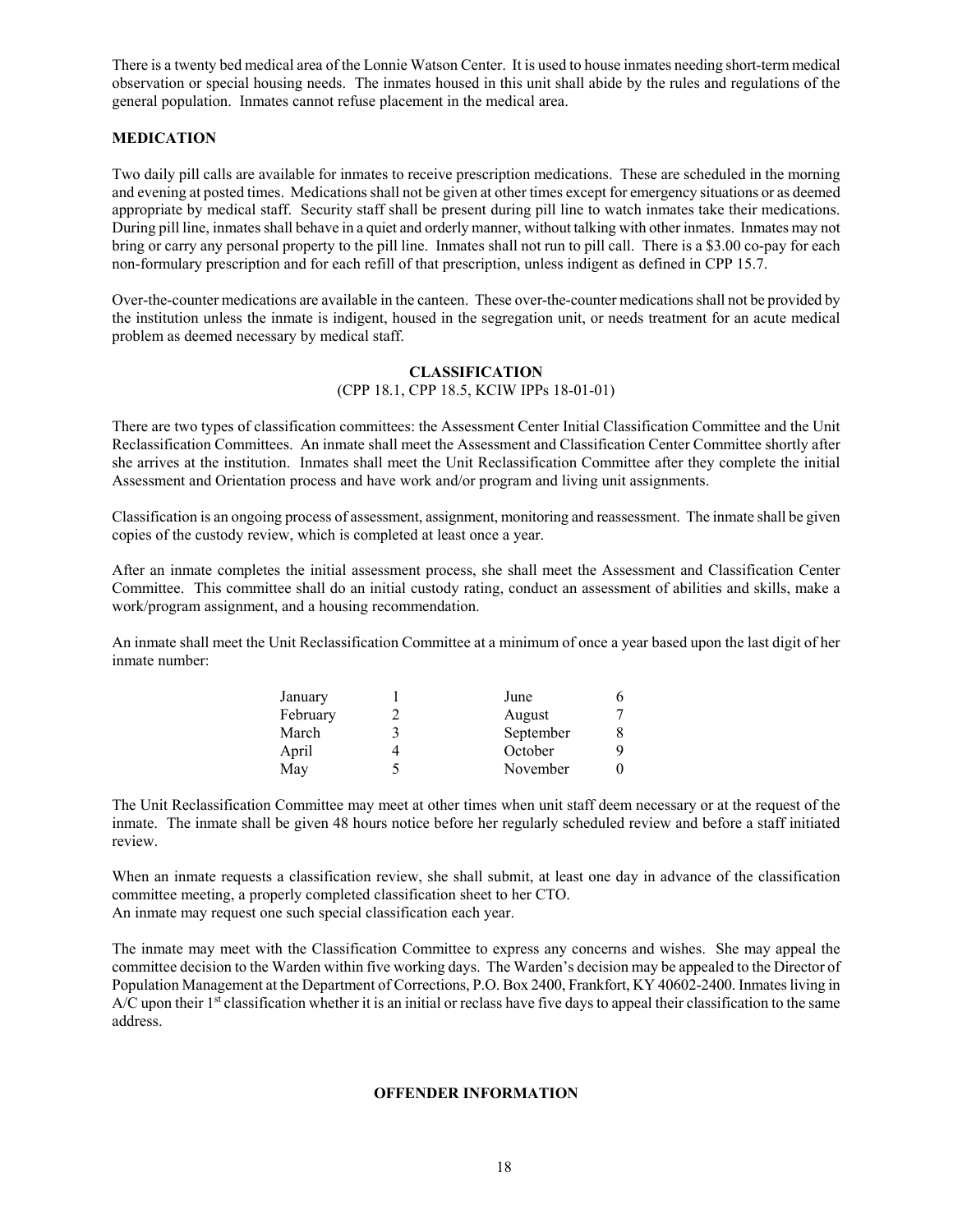There is a twenty bed medical area of the Lonnie Watson Center. It is used to house inmates needing short-term medical observation or special housing needs. The inmates housed in this unit shall abide by the rules and regulations of the general population. Inmates cannot refuse placement in the medical area.

**MEDICATION**

Two daily pill calls are available for inmates to receive prescription medications. These are scheduled in the morning and evening at posted times. Medications shall not be given at other times except for emergency situations or as deemed appropriate by medical staff. Security staff shall be present during pill line to watch inmates take their medications. During pill line, inmates shall behave in a quiet and orderly manner, without talking with other inmates. Inmates may not bring or carry any personal property to the pill line. Inmates shall not run to pill call. There is a $3.00 co-pay for each non-formulary prescription and for each refill of that prescription, unless indigent as defined in CPP 15.7.

Over-the-counter medications are available in the canteen. These over-the-counter medications shall not be provided by the institution unless the inmate is indigent, housed in the segregation unit, or needs treatment for an acute medical problem as deemed necessary by medical staff.

## CLASSIFICATION

(CPP 18.1, CPP 18.5, KCIW IPPs 18-01-01)

There are two types of classification committees: the Assessment Center Initial Classification Committee and the Unit Reclassification Committees. An inmate shall meet the Assessment and Classification Center Committee shortly after she arrives at the institution. Inmates shall meet the Unit Reclassification Committee after they complete the initial Assessment and Orientation process and have work and/or program and living unit assignments.

Classification is an ongoing process of assessment, assignment, monitoring and reassessment. The inmate shall be given copies of the custody review, which is completed at least once a year.

After an inmate completes the initial assessment process, she shall meet the Assessment and Classification Center Committee. This committee shall do an initial custody rating, conduct an assessment of abilities and skills, make a work/program assignment, and a housing recommendation.

An inmate shall meet the Unit Reclassification Committee at a minimum of once a year based upon the last digit of her inmate number:

| | | | |
|---|---|---|---|
| January | 1 | June | 6 |
| February | 2 | August | 7 |
| March | 3 | September | 8 |
| April | 4 | October | 9 |
| May | 5 | November | 0 |

The Unit Reclassification Committee may meet at other times when unit staff deem necessary or at the request of the inmate. The inmate shall be given 48 hours notice before her regularly scheduled review and before a staff initiated review.

When an inmate requests a classification review, she shall submit, at least one day in advance of the classification committee meeting, a properly completed classification sheet to her CTO.
An inmate may request one such special classification each year.

The inmate may meet with the Classification Committee to express any concerns and wishes. She may appeal the committee decision to the Warden within five working days. The Warden's decision may be appealed to the Director of Population Management at the Department of Corrections, P.O. Box 2400, Frankfort, KY 40602-2400. Inmates living in A/C upon their 1st classification whether it is an initial or reclass have five days to appeal their classification to the same address.

## OFFENDER INFORMATION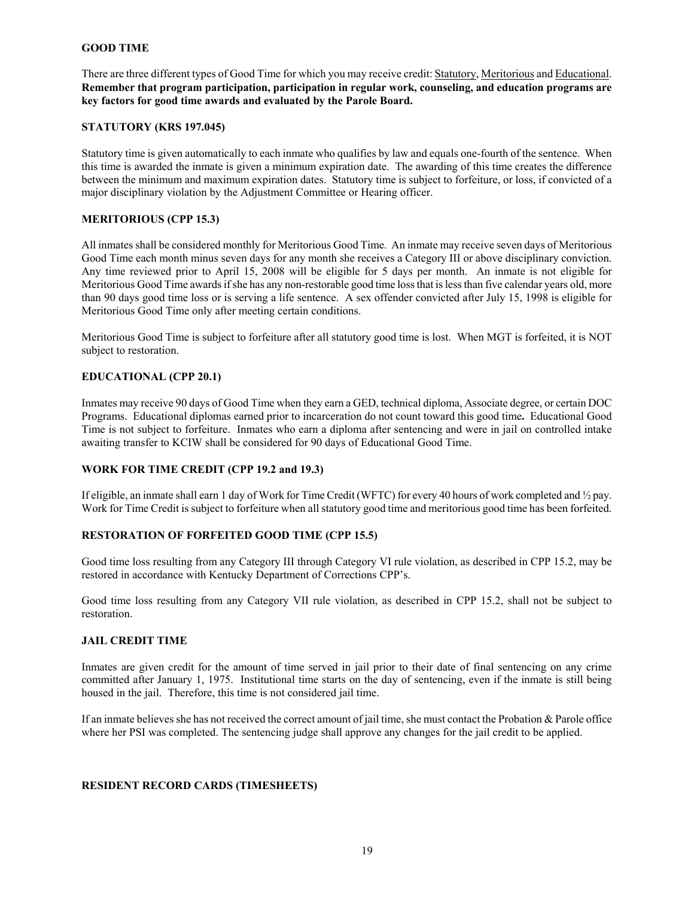## GOOD TIME

There are three different types of Good Time for which you may receive credit: Statutory, Meritorious and Educational. **Remember that program participation, participation in regular work, counseling, and education programs are key factors for good time awards and evaluated by the Parole Board.**

### STATUTORY (KRS 197.045)

Statutory time is given automatically to each inmate who qualifies by law and equals one-fourth of the sentence. When this time is awarded the inmate is given a minimum expiration date. The awarding of this time creates the difference between the minimum and maximum expiration dates. Statutory time is subject to forfeiture, or loss, if convicted of a major disciplinary violation by the Adjustment Committee or Hearing officer.

### MERITORIOUS (CPP 15.3)

All inmates shall be considered monthly for Meritorious Good Time. An inmate may receive seven days of Meritorious Good Time each month minus seven days for any month she receives a Category III or above disciplinary conviction. Any time reviewed prior to April 15, 2008 will be eligible for 5 days per month. An inmate is not eligible for Meritorious Good Time awards if she has any non-restorable good time loss that is less than five calendar years old, more than 90 days good time loss or is serving a life sentence. A sex offender convicted after July 15, 1998 is eligible for Meritorious Good Time only after meeting certain conditions.

Meritorious Good Time is subject to forfeiture after all statutory good time is lost. When MGT is forfeited, it is NOT subject to restoration.

### EDUCATIONAL (CPP 20.1)

Inmates may receive 90 days of Good Time when they earn a GED, technical diploma, Associate degree, or certain DOC Programs. Educational diplomas earned prior to incarceration do not count toward this good time**.** Educational Good Time is not subject to forfeiture. Inmates who earn a diploma after sentencing and were in jail on controlled intake awaiting transfer to KCIW shall be considered for 90 days of Educational Good Time.

### WORK FOR TIME CREDIT (CPP 19.2 and 19.3)

If eligible, an inmate shall earn 1 day of Work for Time Credit (WFTC) for every 40 hours of work completed and ½ pay. Work for Time Credit is subject to forfeiture when all statutory good time and meritorious good time has been forfeited.

### RESTORATION OF FORFEITED GOOD TIME (CPP 15.5)

Good time loss resulting from any Category III through Category VI rule violation, as described in CPP 15.2, may be restored in accordance with Kentucky Department of Corrections CPP's.

Good time loss resulting from any Category VII rule violation, as described in CPP 15.2, shall not be subject to restoration.

### JAIL CREDIT TIME

Inmates are given credit for the amount of time served in jail prior to their date of final sentencing on any crime committed after January 1, 1975. Institutional time starts on the day of sentencing, even if the inmate is still being housed in the jail. Therefore, this time is not considered jail time.

If an inmate believes she has not received the correct amount of jail time, she must contact the Probation & Parole office where her PSI was completed. The sentencing judge shall approve any changes for the jail credit to be applied.

### RESIDENT RECORD CARDS (TIMESHEETS)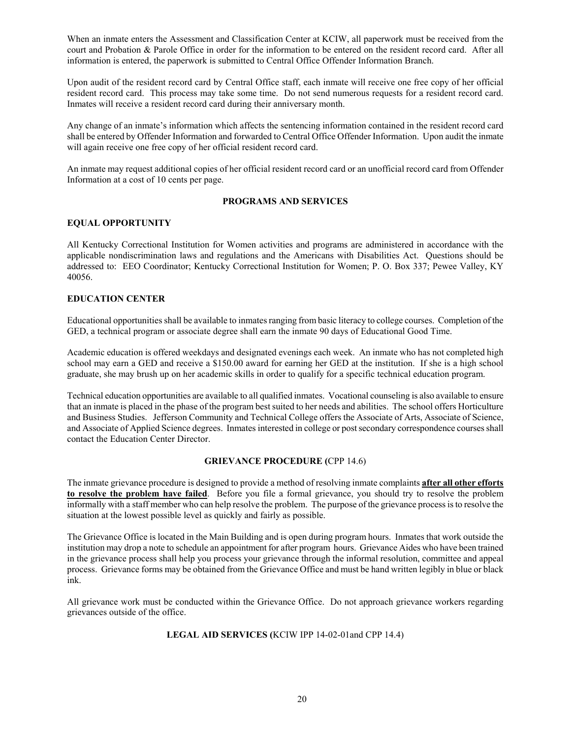When an inmate enters the Assessment and Classification Center at KCIW, all paperwork must be received from the court and Probation & Parole Office in order for the information to be entered on the resident record card. After all information is entered, the paperwork is submitted to Central Office Offender Information Branch.

Upon audit of the resident record card by Central Office staff, each inmate will receive one free copy of her official resident record card. This process may take some time. Do not send numerous requests for a resident record card. Inmates will receive a resident record card during their anniversary month.

Any change of an inmate's information which affects the sentencing information contained in the resident record card shall be entered by Offender Information and forwarded to Central Office Offender Information. Upon audit the inmate will again receive one free copy of her official resident record card.

An inmate may request additional copies of her official resident record card or an unofficial record card from Offender Information at a cost of 10 cents per page.

## PROGRAMS AND SERVICES

### EQUAL OPPORTUNITY

All Kentucky Correctional Institution for Women activities and programs are administered in accordance with the applicable nondiscrimination laws and regulations and the Americans with Disabilities Act. Questions should be addressed to: EEO Coordinator; Kentucky Correctional Institution for Women; P. O. Box 337; Pewee Valley, KY 40056.

### EDUCATION CENTER

Educational opportunities shall be available to inmates ranging from basic literacy to college courses. Completion of the GED, a technical program or associate degree shall earn the inmate 90 days of Educational Good Time.

Academic education is offered weekdays and designated evenings each week. An inmate who has not completed high school may earn a GED and receive a $150.00 award for earning her GED at the institution. If she is a high school graduate, she may brush up on her academic skills in order to qualify for a specific technical education program.

Technical education opportunities are available to all qualified inmates. Vocational counseling is also available to ensure that an inmate is placed in the phase of the program best suited to her needs and abilities. The school offers Horticulture and Business Studies. Jefferson Community and Technical College offers the Associate of Arts, Associate of Science, and Associate of Applied Science degrees. Inmates interested in college or post secondary correspondence courses shall contact the Education Center Director.

### GRIEVANCE PROCEDURE (CPP 14.6)

The inmate grievance procedure is designed to provide a method of resolving inmate complaints **after all other efforts to resolve the problem have failed**. Before you file a formal grievance, you should try to resolve the problem informally with a staff member who can help resolve the problem. The purpose of the grievance process is to resolve the situation at the lowest possible level as quickly and fairly as possible.

The Grievance Office is located in the Main Building and is open during program hours. Inmates that work outside the institution may drop a note to schedule an appointment for after program hours. Grievance Aides who have been trained in the grievance process shall help you process your grievance through the informal resolution, committee and appeal process. Grievance forms may be obtained from the Grievance Office and must be hand written legibly in blue or black ink.

All grievance work must be conducted within the Grievance Office. Do not approach grievance workers regarding grievances outside of the office.

### LEGAL AID SERVICES (KCIW IPP 14-02-01and CPP 14.4)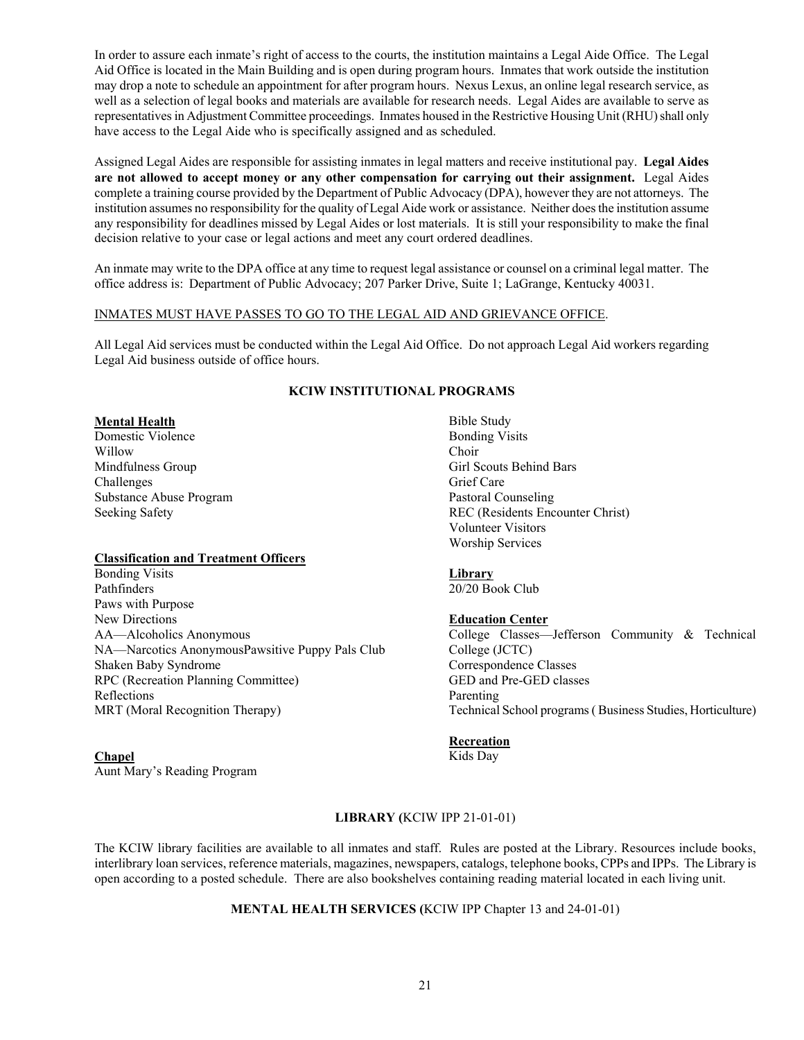In order to assure each inmate's right of access to the courts, the institution maintains a Legal Aide Office. The Legal Aid Office is located in the Main Building and is open during program hours. Inmates that work outside the institution may drop a note to schedule an appointment for after program hours. Nexus Lexus, an online legal research service, as well as a selection of legal books and materials are available for research needs. Legal Aides are available to serve as representatives in Adjustment Committee proceedings. Inmates housed in the Restrictive Housing Unit (RHU) shall only have access to the Legal Aide who is specifically assigned and as scheduled.

Assigned Legal Aides are responsible for assisting inmates in legal matters and receive institutional pay. **Legal Aides are not allowed to accept money or any other compensation for carrying out their assignment.** Legal Aides complete a training course provided by the Department of Public Advocacy (DPA), however they are not attorneys. The institution assumes no responsibility for the quality of Legal Aide work or assistance. Neither does the institution assume any responsibility for deadlines missed by Legal Aides or lost materials. It is still your responsibility to make the final decision relative to your case or legal actions and meet any court ordered deadlines.

An inmate may write to the DPA office at any time to request legal assistance or counsel on a criminal legal matter. The office address is: Department of Public Advocacy; 207 Parker Drive, Suite 1; LaGrange, Kentucky 40031.

<u>INMATES MUST HAVE PASSES TO GO TO THE LEGAL AID AND GRIEVANCE OFFICE</u>.

All Legal Aid services must be conducted within the Legal Aid Office. Do not approach Legal Aid workers regarding Legal Aid business outside of office hours.

## KCIW INSTITUTIONAL PROGRAMS

**<u>Mental Health</u>**
Domestic Violence
Willow
Mindfulness Group
Challenges
Substance Abuse Program
Seeking Safety

**<u>Classification and Treatment Officers</u>**
Bonding Visits
Pathfinders
Paws with Purpose
New Directions
AA—Alcoholics Anonymous
NA—Narcotics AnonymousPawsitive Puppy Pals Club
Shaken Baby Syndrome
RPC (Recreation Planning Committee)
Reflections
MRT (Moral Recognition Therapy)

**<u>Chapel</u>**
Aunt Mary's Reading Program
Bible Study
Bonding Visits
Choir
Girl Scouts Behind Bars
Grief Care
Pastoral Counseling
REC (Residents Encounter Christ)
Volunteer Visitors
Worship Services

**<u>Library</u>**
20/20 Book Club

**<u>Education Center</u>**
College Classes—Jefferson Community & Technical College (JCTC)
Correspondence Classes
GED and Pre-GED classes
Parenting
Technical School programs ( Business Studies, Horticulture)

**<u>Recreation</u>**
Kids Day

## LIBRARY (KCIW IPP 21-01-01)

The KCIW library facilities are available to all inmates and staff. Rules are posted at the Library. Resources include books, interlibrary loan services, reference materials, magazines, newspapers, catalogs, telephone books, CPPs and IPPs. The Library is open according to a posted schedule. There are also bookshelves containing reading material located in each living unit.

## MENTAL HEALTH SERVICES (KCIW IPP Chapter 13 and 24-01-01)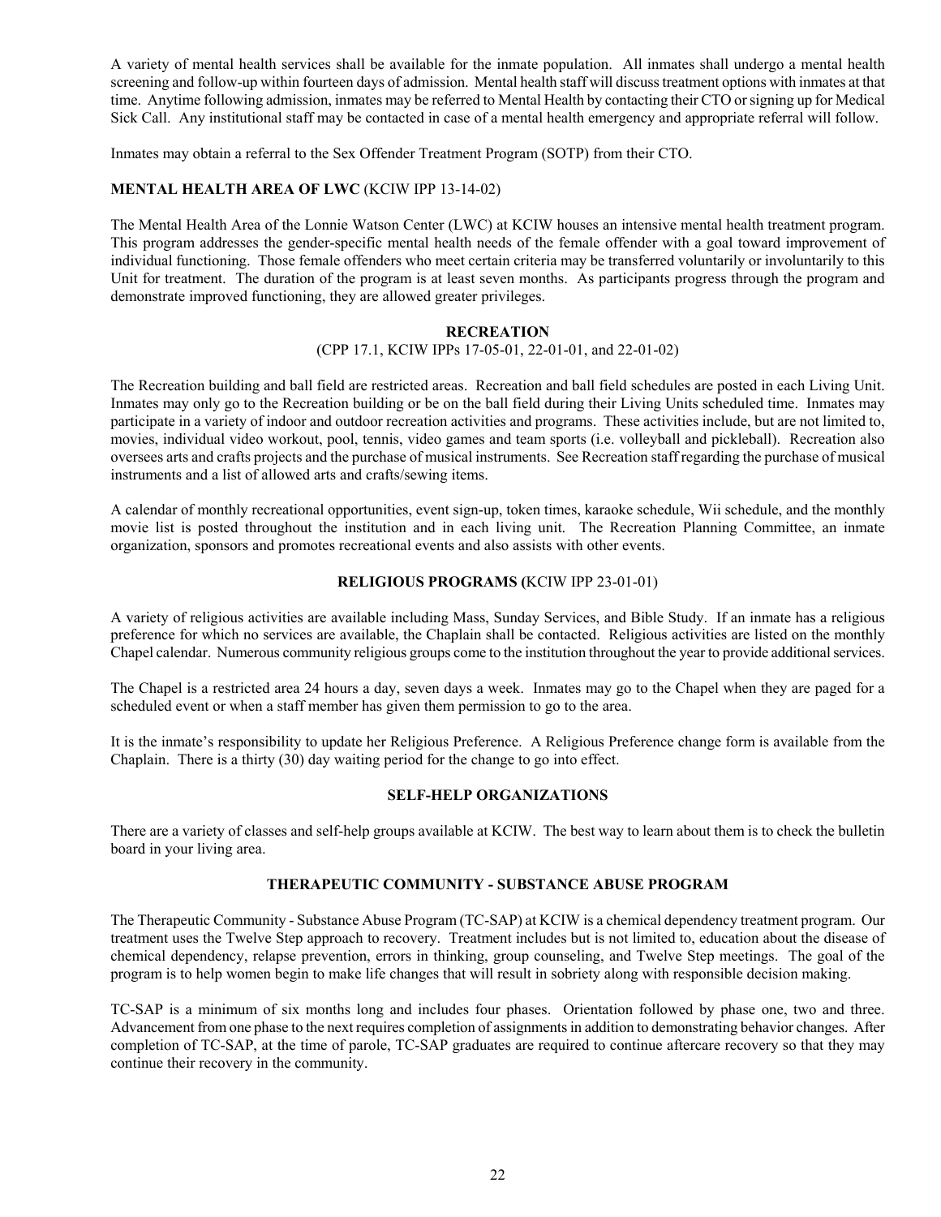A variety of mental health services shall be available for the inmate population. All inmates shall undergo a mental health screening and follow-up within fourteen days of admission. Mental health staff will discuss treatment options with inmates at that time. Anytime following admission, inmates may be referred to Mental Health by contacting their CTO or signing up for Medical Sick Call. Any institutional staff may be contacted in case of a mental health emergency and appropriate referral will follow.

Inmates may obtain a referral to the Sex Offender Treatment Program (SOTP) from their CTO.

**MENTAL HEALTH AREA OF LWC** (KCIW IPP 13-14-02)

The Mental Health Area of the Lonnie Watson Center (LWC) at KCIW houses an intensive mental health treatment program. This program addresses the gender-specific mental health needs of the female offender with a goal toward improvement of individual functioning. Those female offenders who meet certain criteria may be transferred voluntarily or involuntarily to this Unit for treatment. The duration of the program is at least seven months. As participants progress through the program and demonstrate improved functioning, they are allowed greater privileges.

## RECREATION

(CPP 17.1, KCIW IPPs 17-05-01, 22-01-01, and 22-01-02)

The Recreation building and ball field are restricted areas. Recreation and ball field schedules are posted in each Living Unit. Inmates may only go to the Recreation building or be on the ball field during their Living Units scheduled time. Inmates may participate in a variety of indoor and outdoor recreation activities and programs. These activities include, but are not limited to, movies, individual video workout, pool, tennis, video games and team sports (i.e. volleyball and pickleball). Recreation also oversees arts and crafts projects and the purchase of musical instruments. See Recreation staff regarding the purchase of musical instruments and a list of allowed arts and crafts/sewing items.

A calendar of monthly recreational opportunities, event sign-up, token times, karaoke schedule, Wii schedule, and the monthly movie list is posted throughout the institution and in each living unit. The Recreation Planning Committee, an inmate organization, sponsors and promotes recreational events and also assists with other events.

## RELIGIOUS PROGRAMS (KCIW IPP 23-01-01)

A variety of religious activities are available including Mass, Sunday Services, and Bible Study. If an inmate has a religious preference for which no services are available, the Chaplain shall be contacted. Religious activities are listed on the monthly Chapel calendar. Numerous community religious groups come to the institution throughout the year to provide additional services.

The Chapel is a restricted area 24 hours a day, seven days a week. Inmates may go to the Chapel when they are paged for a scheduled event or when a staff member has given them permission to go to the area.

It is the inmate's responsibility to update her Religious Preference. A Religious Preference change form is available from the Chaplain. There is a thirty (30) day waiting period for the change to go into effect.

## SELF-HELP ORGANIZATIONS

There are a variety of classes and self-help groups available at KCIW. The best way to learn about them is to check the bulletin board in your living area.

## THERAPEUTIC COMMUNITY - SUBSTANCE ABUSE PROGRAM

The Therapeutic Community - Substance Abuse Program (TC-SAP) at KCIW is a chemical dependency treatment program. Our treatment uses the Twelve Step approach to recovery. Treatment includes but is not limited to, education about the disease of chemical dependency, relapse prevention, errors in thinking, group counseling, and Twelve Step meetings. The goal of the program is to help women begin to make life changes that will result in sobriety along with responsible decision making.

TC-SAP is a minimum of six months long and includes four phases. Orientation followed by phase one, two and three. Advancement from one phase to the next requires completion of assignments in addition to demonstrating behavior changes. After completion of TC-SAP, at the time of parole, TC-SAP graduates are required to continue aftercare recovery so that they may continue their recovery in the community.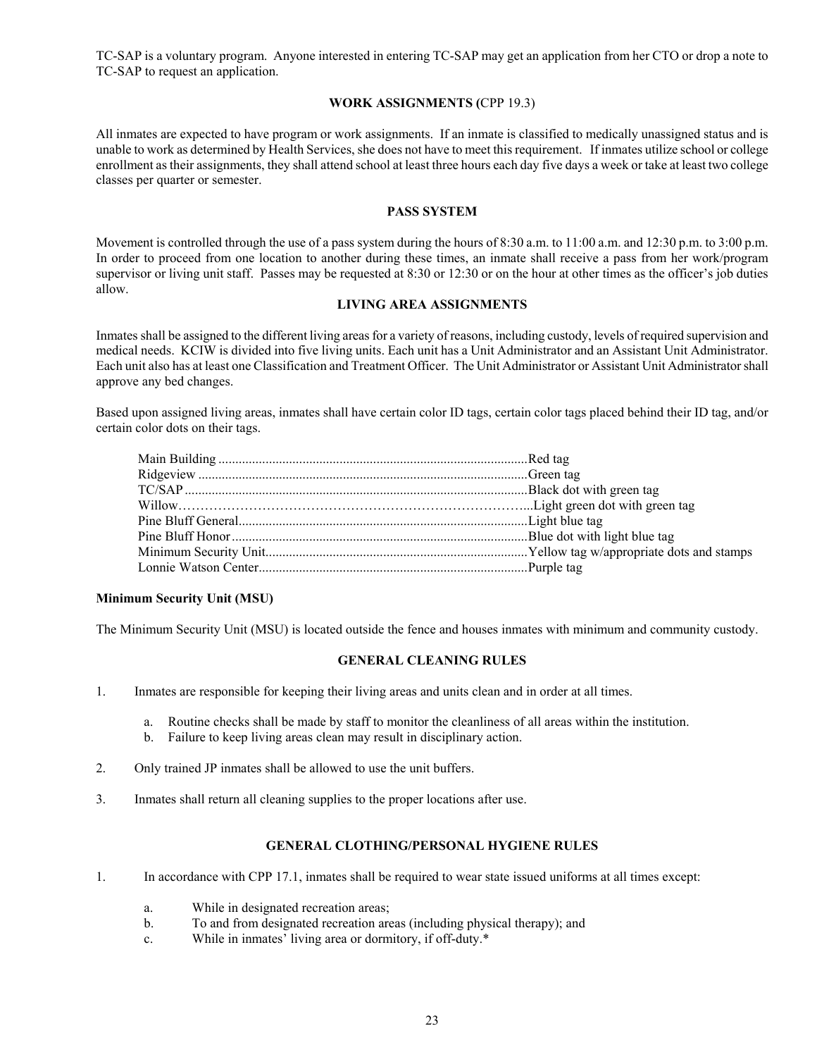TC-SAP is a voluntary program. Anyone interested in entering TC-SAP may get an application from her CTO or drop a note to TC-SAP to request an application.

**WORK ASSIGNMENTS (**CPP 19.3)

All inmates are expected to have program or work assignments. If an inmate is classified to medically unassigned status and is unable to work as determined by Health Services, she does not have to meet this requirement. If inmates utilize school or college enrollment as their assignments, they shall attend school at least three hours each day five days a week or take at least two college classes per quarter or semester.

**PASS SYSTEM**

Movement is controlled through the use of a pass system during the hours of 8:30 a.m. to 11:00 a.m. and 12:30 p.m. to 3:00 p.m. In order to proceed from one location to another during these times, an inmate shall receive a pass from her work/program supervisor or living unit staff. Passes may be requested at 8:30 or 12:30 or on the hour at other times as the officer's job duties allow.

**LIVING AREA ASSIGNMENTS**

Inmates shall be assigned to the different living areas for a variety of reasons, including custody, levels of required supervision and medical needs. KCIW is divided into five living units. Each unit has a Unit Administrator and an Assistant Unit Administrator. Each unit also has at least one Classification and Treatment Officer. The Unit Administrator or Assistant Unit Administrator shall approve any bed changes.

Based upon assigned living areas, inmates shall have certain color ID tags, certain color tags placed behind their ID tag, and/or certain color dots on their tags.

Main Building ........................................................................................Red tag
Ridgeview ..............................................................................................Green tag
TC/SAP ..................................................................................................Black dot with green tag
Willow…………………………………………………………………...Light green dot with green tag
Pine Bluff General..................................................................................Light blue tag
Pine Bluff Honor ....................................................................................Blue dot with light blue tag
Minimum Security Unit..........................................................................Yellow tag w/appropriate dots and stamps
Lonnie Watson Center............................................................................Purple tag

**Minimum Security Unit (MSU)**

The Minimum Security Unit (MSU) is located outside the fence and houses inmates with minimum and community custody.

**GENERAL CLEANING RULES**

1. Inmates are responsible for keeping their living areas and units clean and in order at all times.
   a. Routine checks shall be made by staff to monitor the cleanliness of all areas within the institution.
   b. Failure to keep living areas clean may result in disciplinary action.
2. Only trained JP inmates shall be allowed to use the unit buffers.
3. Inmates shall return all cleaning supplies to the proper locations after use.

**GENERAL CLOTHING/PERSONAL HYGIENE RULES**

1. In accordance with CPP 17.1, inmates shall be required to wear state issued uniforms at all times except:
   a. While in designated recreation areas;
   b. To and from designated recreation areas (including physical therapy); and
   c. While in inmates' living area or dormitory, if off-duty.*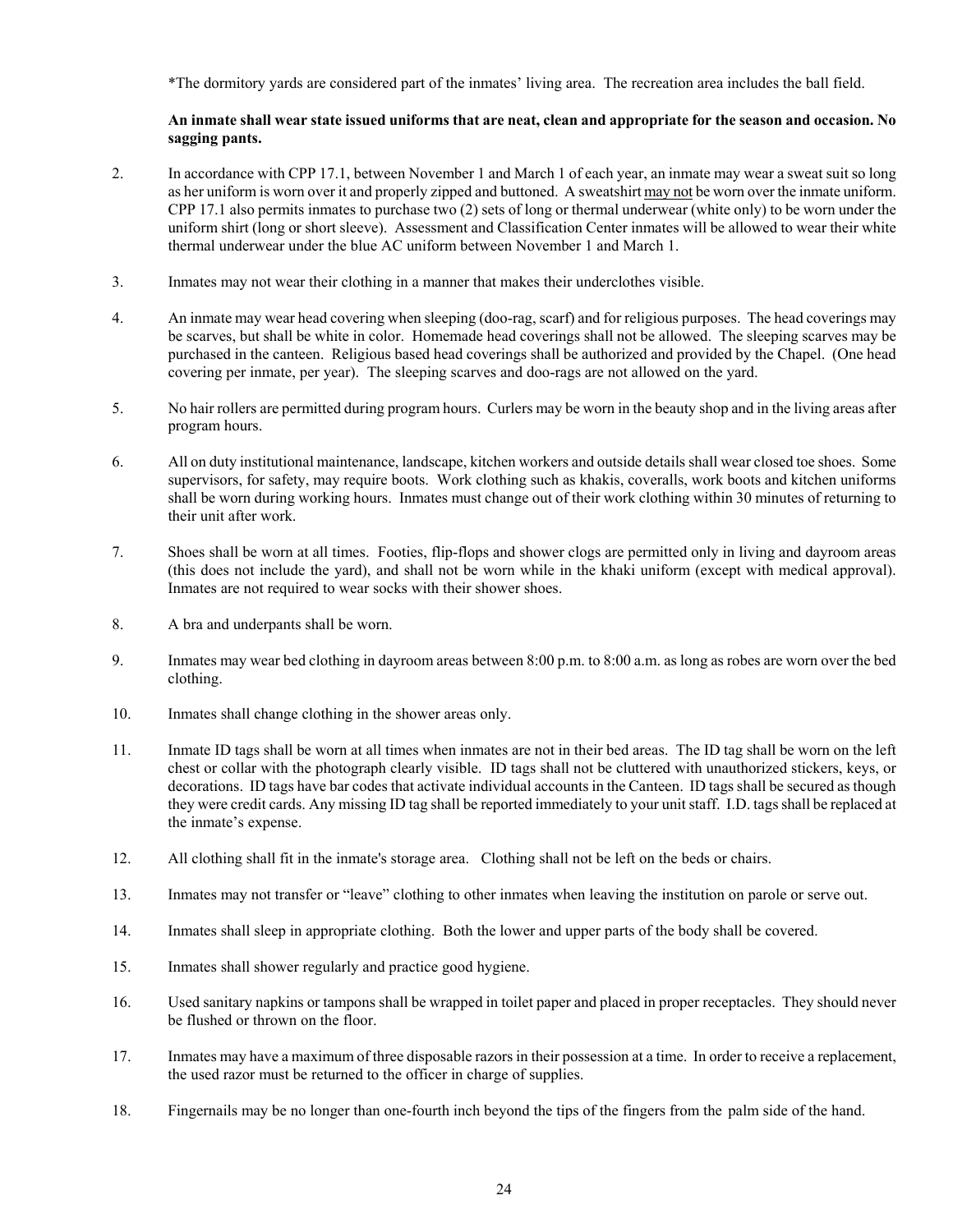*The dormitory yards are considered part of the inmates' living area. The recreation area includes the ball field.

**An inmate shall wear state issued uniforms that are neat, clean and appropriate for the season and occasion. No sagging pants.**

2. In accordance with CPP 17.1, between November 1 and March 1 of each year, an inmate may wear a sweat suit so long as her uniform is worn over it and properly zipped and buttoned. A sweatshirt <u>may not</u> be worn over the inmate uniform. CPP 17.1 also permits inmates to purchase two (2) sets of long or thermal underwear (white only) to be worn under the uniform shirt (long or short sleeve). Assessment and Classification Center inmates will be allowed to wear their white thermal underwear under the blue AC uniform between November 1 and March 1.

3. Inmates may not wear their clothing in a manner that makes their underclothes visible.

4. An inmate may wear head covering when sleeping (doo-rag, scarf) and for religious purposes. The head coverings may be scarves, but shall be white in color. Homemade head coverings shall not be allowed. The sleeping scarves may be purchased in the canteen. Religious based head coverings shall be authorized and provided by the Chapel. (One head covering per inmate, per year). The sleeping scarves and doo-rags are not allowed on the yard.

5. No hair rollers are permitted during program hours. Curlers may be worn in the beauty shop and in the living areas after program hours.

6. All on duty institutional maintenance, landscape, kitchen workers and outside details shall wear closed toe shoes. Some supervisors, for safety, may require boots. Work clothing such as khakis, coveralls, work boots and kitchen uniforms shall be worn during working hours. Inmates must change out of their work clothing within 30 minutes of returning to their unit after work.

7. Shoes shall be worn at all times. Footies, flip-flops and shower clogs are permitted only in living and dayroom areas (this does not include the yard), and shall not be worn while in the khaki uniform (except with medical approval). Inmates are not required to wear socks with their shower shoes.

8. A bra and underpants shall be worn.

9. Inmates may wear bed clothing in dayroom areas between 8:00 p.m. to 8:00 a.m. as long as robes are worn over the bed clothing.

10. Inmates shall change clothing in the shower areas only.

11. Inmate ID tags shall be worn at all times when inmates are not in their bed areas. The ID tag shall be worn on the left chest or collar with the photograph clearly visible. ID tags shall not be cluttered with unauthorized stickers, keys, or decorations. ID tags have bar codes that activate individual accounts in the Canteen. ID tags shall be secured as though they were credit cards. Any missing ID tag shall be reported immediately to your unit staff. I.D. tags shall be replaced at the inmate's expense.

12. All clothing shall fit in the inmate's storage area. Clothing shall not be left on the beds or chairs.

13. Inmates may not transfer or "leave" clothing to other inmates when leaving the institution on parole or serve out.

14. Inmates shall sleep in appropriate clothing. Both the lower and upper parts of the body shall be covered.

15. Inmates shall shower regularly and practice good hygiene.

16. Used sanitary napkins or tampons shall be wrapped in toilet paper and placed in proper receptacles. They should never be flushed or thrown on the floor.

17. Inmates may have a maximum of three disposable razors in their possession at a time. In order to receive a replacement, the used razor must be returned to the officer in charge of supplies.

18. Fingernails may be no longer than one-fourth inch beyond the tips of the fingers from the palm side of the hand.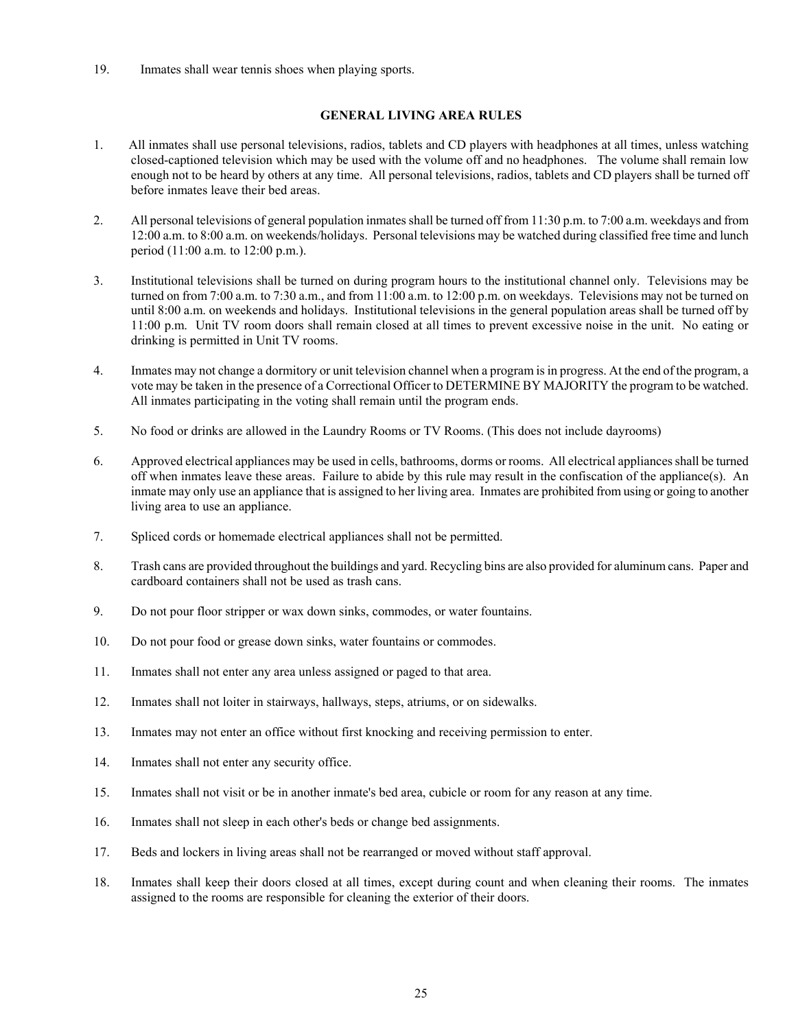19. Inmates shall wear tennis shoes when playing sports.

## GENERAL LIVING AREA RULES

1. All inmates shall use personal televisions, radios, tablets and CD players with headphones at all times, unless watching closed-captioned television which may be used with the volume off and no headphones. The volume shall remain low enough not to be heard by others at any time. All personal televisions, radios, tablets and CD players shall be turned off before inmates leave their bed areas.

2. All personal televisions of general population inmates shall be turned off from 11:30 p.m. to 7:00 a.m. weekdays and from 12:00 a.m. to 8:00 a.m. on weekends/holidays. Personal televisions may be watched during classified free time and lunch period (11:00 a.m. to 12:00 p.m.).

3. Institutional televisions shall be turned on during program hours to the institutional channel only. Televisions may be turned on from 7:00 a.m. to 7:30 a.m., and from 11:00 a.m. to 12:00 p.m. on weekdays. Televisions may not be turned on until 8:00 a.m. on weekends and holidays. Institutional televisions in the general population areas shall be turned off by 11:00 p.m. Unit TV room doors shall remain closed at all times to prevent excessive noise in the unit. No eating or drinking is permitted in Unit TV rooms.

4. Inmates may not change a dormitory or unit television channel when a program is in progress. At the end of the program, a vote may be taken in the presence of a Correctional Officer to DETERMINE BY MAJORITY the program to be watched. All inmates participating in the voting shall remain until the program ends.

5. No food or drinks are allowed in the Laundry Rooms or TV Rooms. (This does not include dayrooms)

6. Approved electrical appliances may be used in cells, bathrooms, dorms or rooms. All electrical appliances shall be turned off when inmates leave these areas. Failure to abide by this rule may result in the confiscation of the appliance(s). An inmate may only use an appliance that is assigned to her living area. Inmates are prohibited from using or going to another living area to use an appliance.

7. Spliced cords or homemade electrical appliances shall not be permitted.

8. Trash cans are provided throughout the buildings and yard. Recycling bins are also provided for aluminum cans. Paper and cardboard containers shall not be used as trash cans.

9. Do not pour floor stripper or wax down sinks, commodes, or water fountains.

10. Do not pour food or grease down sinks, water fountains or commodes.

11. Inmates shall not enter any area unless assigned or paged to that area.

12. Inmates shall not loiter in stairways, hallways, steps, atriums, or on sidewalks.

13. Inmates may not enter an office without first knocking and receiving permission to enter.

14. Inmates shall not enter any security office.

15. Inmates shall not visit or be in another inmate's bed area, cubicle or room for any reason at any time.

16. Inmates shall not sleep in each other's beds or change bed assignments.

17. Beds and lockers in living areas shall not be rearranged or moved without staff approval.

18. Inmates shall keep their doors closed at all times, except during count and when cleaning their rooms. The inmates assigned to the rooms are responsible for cleaning the exterior of their doors.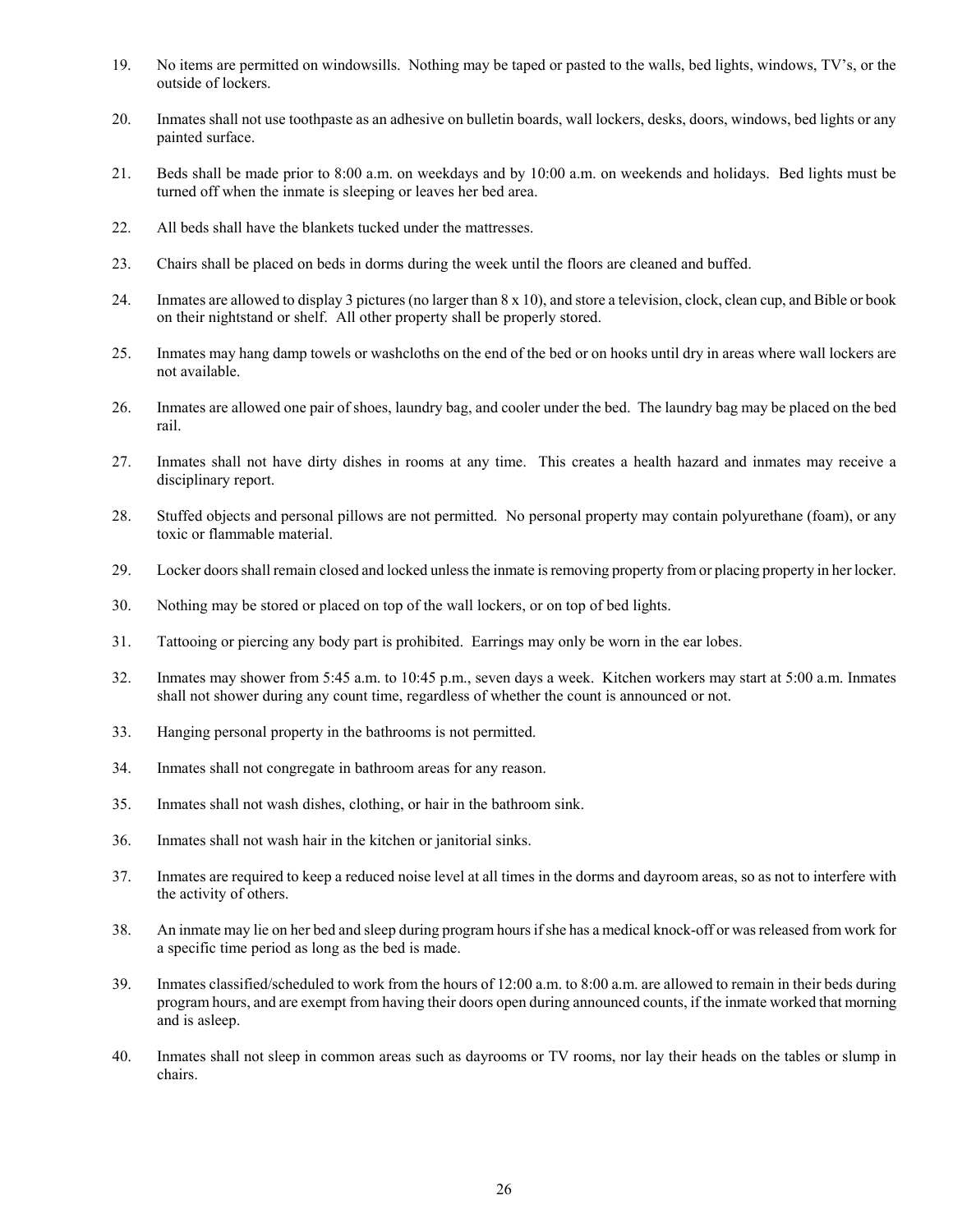19. No items are permitted on windowsills. Nothing may be taped or pasted to the walls, bed lights, windows, TV's, or the outside of lockers.

20. Inmates shall not use toothpaste as an adhesive on bulletin boards, wall lockers, desks, doors, windows, bed lights or any painted surface.

21. Beds shall be made prior to 8:00 a.m. on weekdays and by 10:00 a.m. on weekends and holidays. Bed lights must be turned off when the inmate is sleeping or leaves her bed area.

22. All beds shall have the blankets tucked under the mattresses.

23. Chairs shall be placed on beds in dorms during the week until the floors are cleaned and buffed.

24. Inmates are allowed to display 3 pictures (no larger than 8 x 10), and store a television, clock, clean cup, and Bible or book on their nightstand or shelf. All other property shall be properly stored.

25. Inmates may hang damp towels or washcloths on the end of the bed or on hooks until dry in areas where wall lockers are not available.

26. Inmates are allowed one pair of shoes, laundry bag, and cooler under the bed. The laundry bag may be placed on the bed rail.

27. Inmates shall not have dirty dishes in rooms at any time. This creates a health hazard and inmates may receive a disciplinary report.

28. Stuffed objects and personal pillows are not permitted. No personal property may contain polyurethane (foam), or any toxic or flammable material.

29. Locker doors shall remain closed and locked unless the inmate is removing property from or placing property in her locker.

30. Nothing may be stored or placed on top of the wall lockers, or on top of bed lights.

31. Tattooing or piercing any body part is prohibited. Earrings may only be worn in the ear lobes.

32. Inmates may shower from 5:45 a.m. to 10:45 p.m., seven days a week. Kitchen workers may start at 5:00 a.m. Inmates shall not shower during any count time, regardless of whether the count is announced or not.

33. Hanging personal property in the bathrooms is not permitted.

34. Inmates shall not congregate in bathroom areas for any reason.

35. Inmates shall not wash dishes, clothing, or hair in the bathroom sink.

36. Inmates shall not wash hair in the kitchen or janitorial sinks.

37. Inmates are required to keep a reduced noise level at all times in the dorms and dayroom areas, so as not to interfere with the activity of others.

38. An inmate may lie on her bed and sleep during program hours if she has a medical knock-off or was released from work for a specific time period as long as the bed is made.

39. Inmates classified/scheduled to work from the hours of 12:00 a.m. to 8:00 a.m. are allowed to remain in their beds during program hours, and are exempt from having their doors open during announced counts, if the inmate worked that morning and is asleep.

40. Inmates shall not sleep in common areas such as dayrooms or TV rooms, nor lay their heads on the tables or slump in chairs.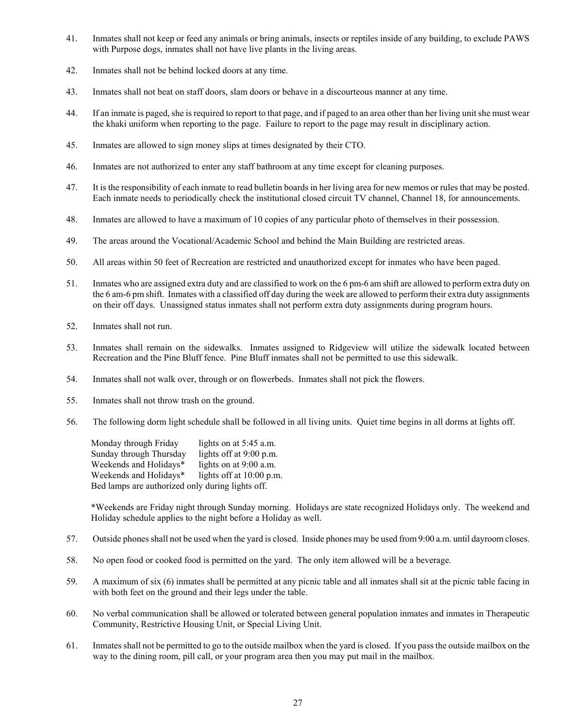41. Inmates shall not keep or feed any animals or bring animals, insects or reptiles inside of any building, to exclude PAWS with Purpose dogs, inmates shall not have live plants in the living areas.

42. Inmates shall not be behind locked doors at any time.

43. Inmates shall not beat on staff doors, slam doors or behave in a discourteous manner at any time.

44. If an inmate is paged, she is required to report to that page, and if paged to an area other than her living unit she must wear the khaki uniform when reporting to the page. Failure to report to the page may result in disciplinary action.

45. Inmates are allowed to sign money slips at times designated by their CTO.

46. Inmates are not authorized to enter any staff bathroom at any time except for cleaning purposes.

47. It is the responsibility of each inmate to read bulletin boards in her living area for new memos or rules that may be posted. Each inmate needs to periodically check the institutional closed circuit TV channel, Channel 18, for announcements.

48. Inmates are allowed to have a maximum of 10 copies of any particular photo of themselves in their possession.

49. The areas around the Vocational/Academic School and behind the Main Building are restricted areas.

50. All areas within 50 feet of Recreation are restricted and unauthorized except for inmates who have been paged.

51. Inmates who are assigned extra duty and are classified to work on the 6 pm-6 am shift are allowed to perform extra duty on the 6 am-6 pm shift. Inmates with a classified off day during the week are allowed to perform their extra duty assignments on their off days. Unassigned status inmates shall not perform extra duty assignments during program hours.

52. Inmates shall not run.

53. Inmates shall remain on the sidewalks. Inmates assigned to Ridgeview will utilize the sidewalk located between Recreation and the Pine Bluff fence. Pine Bluff inmates shall not be permitted to use this sidewalk.

54. Inmates shall not walk over, through or on flowerbeds. Inmates shall not pick the flowers.

55. Inmates shall not throw trash on the ground.

56. The following dorm light schedule shall be followed in all living units. Quiet time begins in all dorms at lights off.

    Monday through Friday — lights on at 5:45 a.m.
    Sunday through Thursday — lights off at 9:00 p.m.
    Weekends and Holidays* — lights on at 9:00 a.m.
    Weekends and Holidays* — lights off at 10:00 p.m.
    Bed lamps are authorized only during lights off.

    *Weekends are Friday night through Sunday morning. Holidays are state recognized Holidays only. The weekend and Holiday schedule applies to the night before a Holiday as well.

57. Outside phones shall not be used when the yard is closed. Inside phones may be used from 9:00 a.m. until dayroom closes.

58. No open food or cooked food is permitted on the yard. The only item allowed will be a beverage.

59. A maximum of six (6) inmates shall be permitted at any picnic table and all inmates shall sit at the picnic table facing in with both feet on the ground and their legs under the table.

60. No verbal communication shall be allowed or tolerated between general population inmates and inmates in Therapeutic Community, Restrictive Housing Unit, or Special Living Unit.

61. Inmates shall not be permitted to go to the outside mailbox when the yard is closed. If you pass the outside mailbox on the way to the dining room, pill call, or your program area then you may put mail in the mailbox.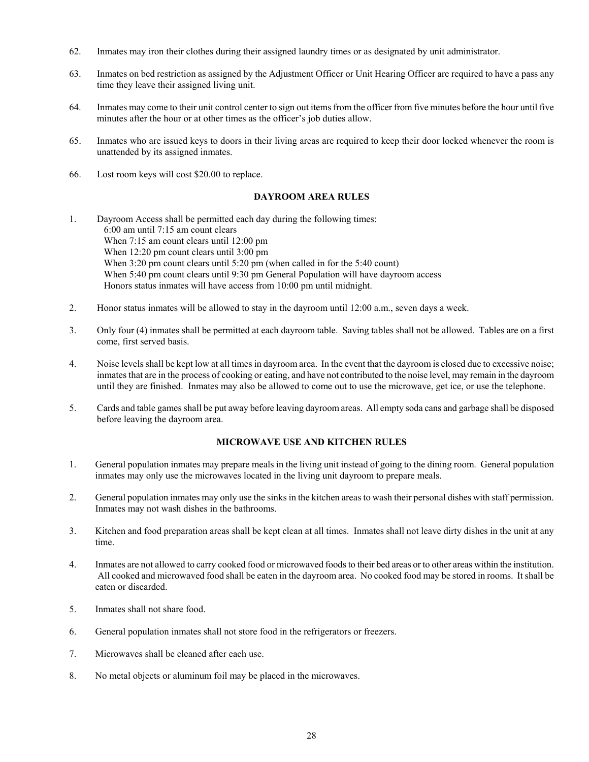62. Inmates may iron their clothes during their assigned laundry times or as designated by unit administrator.

63. Inmates on bed restriction as assigned by the Adjustment Officer or Unit Hearing Officer are required to have a pass any time they leave their assigned living unit.

64. Inmates may come to their unit control center to sign out items from the officer from five minutes before the hour until five minutes after the hour or at other times as the officer's job duties allow.

65. Inmates who are issued keys to doors in their living areas are required to keep their door locked whenever the room is unattended by its assigned inmates.

66. Lost room keys will cost $20.00 to replace.

**DAYROOM AREA RULES**

1. Dayroom Access shall be permitted each day during the following times:
   6:00 am until 7:15 am count clears
   When 7:15 am count clears until 12:00 pm
   When 12:20 pm count clears until 3:00 pm
   When 3:20 pm count clears until 5:20 pm (when called in for the 5:40 count)
   When 5:40 pm count clears until 9:30 pm General Population will have dayroom access
   Honors status inmates will have access from 10:00 pm until midnight.

2. Honor status inmates will be allowed to stay in the dayroom until 12:00 a.m., seven days a week.

3. Only four (4) inmates shall be permitted at each dayroom table. Saving tables shall not be allowed. Tables are on a first come, first served basis.

4. Noise levels shall be kept low at all times in dayroom area. In the event that the dayroom is closed due to excessive noise; inmates that are in the process of cooking or eating, and have not contributed to the noise level, may remain in the dayroom until they are finished. Inmates may also be allowed to come out to use the microwave, get ice, or use the telephone.

5. Cards and table games shall be put away before leaving dayroom areas. All empty soda cans and garbage shall be disposed before leaving the dayroom area.

**MICROWAVE USE AND KITCHEN RULES**

1. General population inmates may prepare meals in the living unit instead of going to the dining room. General population inmates may only use the microwaves located in the living unit dayroom to prepare meals.

2. General population inmates may only use the sinks in the kitchen areas to wash their personal dishes with staff permission. Inmates may not wash dishes in the bathrooms.

3. Kitchen and food preparation areas shall be kept clean at all times. Inmates shall not leave dirty dishes in the unit at any time.

4. Inmates are not allowed to carry cooked food or microwaved foods to their bed areas or to other areas within the institution. All cooked and microwaved food shall be eaten in the dayroom area. No cooked food may be stored in rooms. It shall be eaten or discarded.

5. Inmates shall not share food.

6. General population inmates shall not store food in the refrigerators or freezers.

7. Microwaves shall be cleaned after each use.

8. No metal objects or aluminum foil may be placed in the microwaves.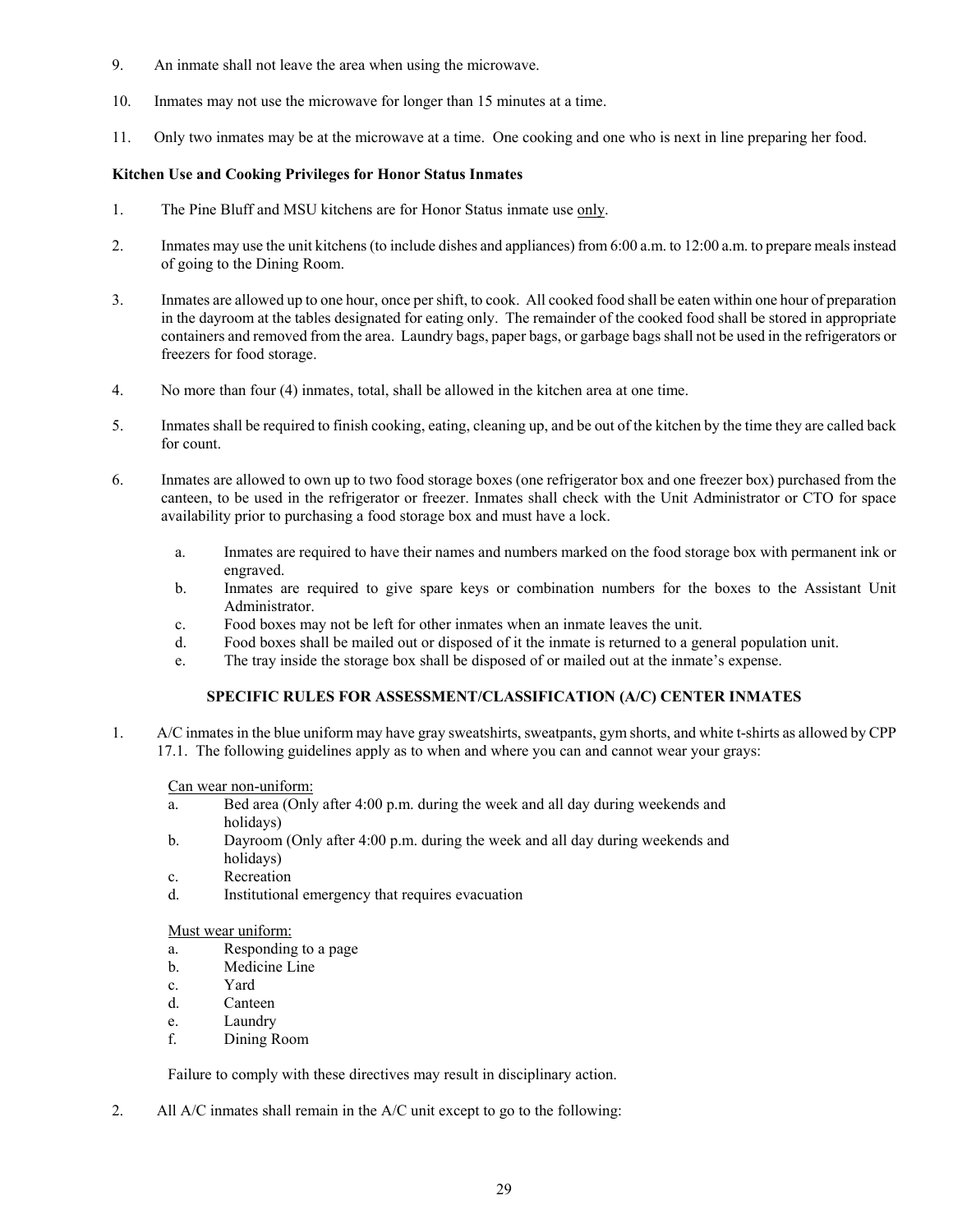9. An inmate shall not leave the area when using the microwave.

10. Inmates may not use the microwave for longer than 15 minutes at a time.

11. Only two inmates may be at the microwave at a time. One cooking and one who is next in line preparing her food.

**Kitchen Use and Cooking Privileges for Honor Status Inmates**

1. The Pine Bluff and MSU kitchens are for Honor Status inmate use <u>only</u>.

2. Inmates may use the unit kitchens (to include dishes and appliances) from 6:00 a.m. to 12:00 a.m. to prepare meals instead of going to the Dining Room.

3. Inmates are allowed up to one hour, once per shift, to cook. All cooked food shall be eaten within one hour of preparation in the dayroom at the tables designated for eating only. The remainder of the cooked food shall be stored in appropriate containers and removed from the area. Laundry bags, paper bags, or garbage bags shall not be used in the refrigerators or freezers for food storage.

4. No more than four (4) inmates, total, shall be allowed in the kitchen area at one time.

5. Inmates shall be required to finish cooking, eating, cleaning up, and be out of the kitchen by the time they are called back for count.

6. Inmates are allowed to own up to two food storage boxes (one refrigerator box and one freezer box) purchased from the canteen, to be used in the refrigerator or freezer. Inmates shall check with the Unit Administrator or CTO for space availability prior to purchasing a food storage box and must have a lock.

   a. Inmates are required to have their names and numbers marked on the food storage box with permanent ink or engraved.
   b. Inmates are required to give spare keys or combination numbers for the boxes to the Assistant Unit Administrator.
   c. Food boxes may not be left for other inmates when an inmate leaves the unit.
   d. Food boxes shall be mailed out or disposed of it the inmate is returned to a general population unit.
   e. The tray inside the storage box shall be disposed of or mailed out at the inmate's expense.

**SPECIFIC RULES FOR ASSESSMENT/CLASSIFICATION (A/C) CENTER INMATES**

1. A/C inmates in the blue uniform may have gray sweatshirts, sweatpants, gym shorts, and white t-shirts as allowed by CPP 17.1. The following guidelines apply as to when and where you can and cannot wear your grays:

   <u>Can wear non-uniform:</u>
   a. Bed area (Only after 4:00 p.m. during the week and all day during weekends and holidays)
   b. Dayroom (Only after 4:00 p.m. during the week and all day during weekends and holidays)
   c. Recreation
   d. Institutional emergency that requires evacuation

   <u>Must wear uniform:</u>
   a. Responding to a page
   b. Medicine Line
   c. Yard
   d. Canteen
   e. Laundry
   f. Dining Room

   Failure to comply with these directives may result in disciplinary action.

2. All A/C inmates shall remain in the A/C unit except to go to the following: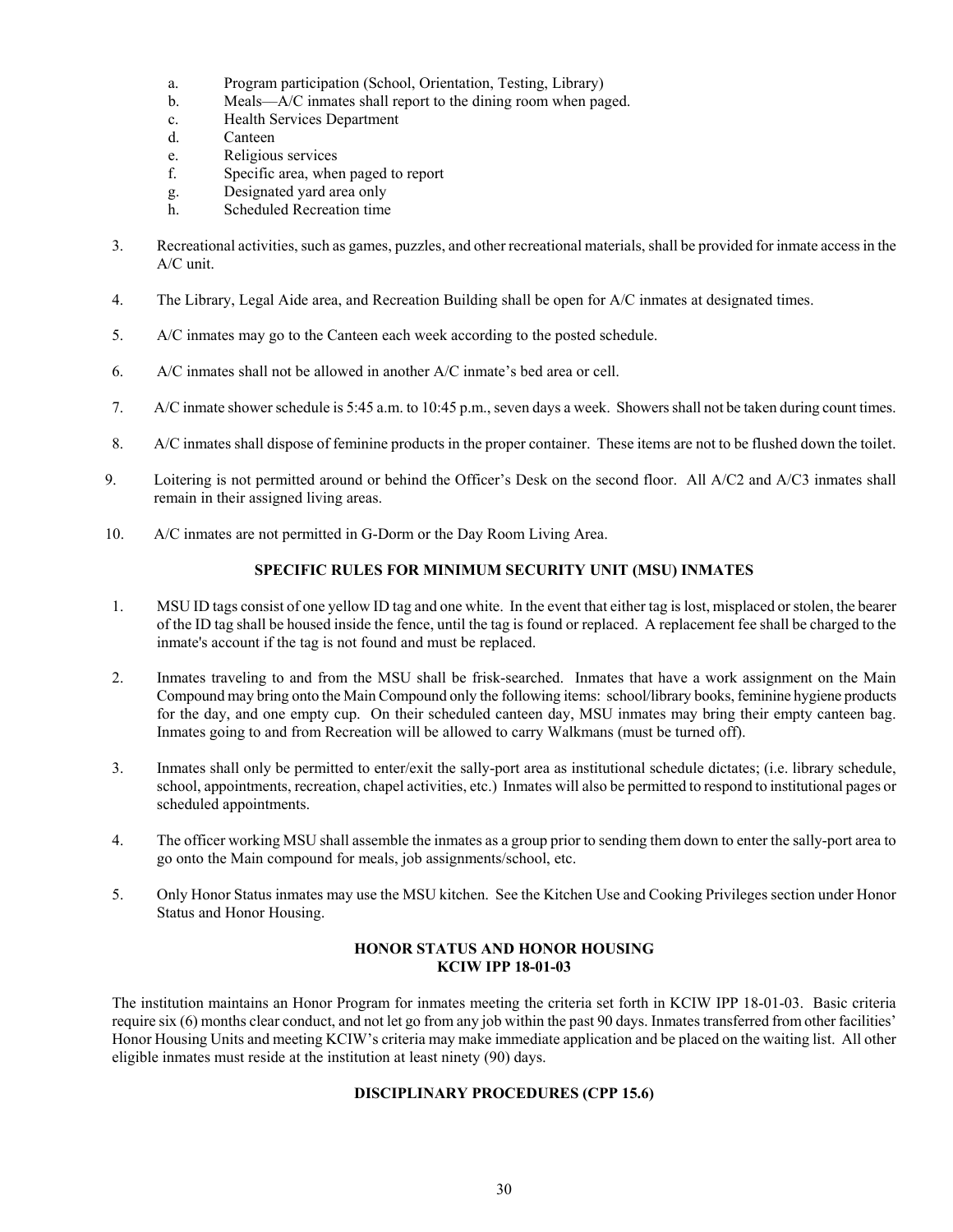a. Program participation (School, Orientation, Testing, Library)
b. Meals—A/C inmates shall report to the dining room when paged.
c. Health Services Department
d. Canteen
e. Religious services
f. Specific area, when paged to report
g. Designated yard area only
h. Scheduled Recreation time

3. Recreational activities, such as games, puzzles, and other recreational materials, shall be provided for inmate access in the A/C unit.

4. The Library, Legal Aide area, and Recreation Building shall be open for A/C inmates at designated times.

5. A/C inmates may go to the Canteen each week according to the posted schedule.

6. A/C inmates shall not be allowed in another A/C inmate's bed area or cell.

7. A/C inmate shower schedule is 5:45 a.m. to 10:45 p.m., seven days a week. Showers shall not be taken during count times.

8. A/C inmates shall dispose of feminine products in the proper container. These items are not to be flushed down the toilet.

9. Loitering is not permitted around or behind the Officer's Desk on the second floor. All A/C2 and A/C3 inmates shall remain in their assigned living areas.

10. A/C inmates are not permitted in G-Dorm or the Day Room Living Area.

**SPECIFIC RULES FOR MINIMUM SECURITY UNIT (MSU) INMATES**

1. MSU ID tags consist of one yellow ID tag and one white. In the event that either tag is lost, misplaced or stolen, the bearer of the ID tag shall be housed inside the fence, until the tag is found or replaced. A replacement fee shall be charged to the inmate's account if the tag is not found and must be replaced.

2. Inmates traveling to and from the MSU shall be frisk-searched. Inmates that have a work assignment on the Main Compound may bring onto the Main Compound only the following items: school/library books, feminine hygiene products for the day, and one empty cup. On their scheduled canteen day, MSU inmates may bring their empty canteen bag. Inmates going to and from Recreation will be allowed to carry Walkmans (must be turned off).

3. Inmates shall only be permitted to enter/exit the sally-port area as institutional schedule dictates; (i.e. library schedule, school, appointments, recreation, chapel activities, etc.) Inmates will also be permitted to respond to institutional pages or scheduled appointments.

4. The officer working MSU shall assemble the inmates as a group prior to sending them down to enter the sally-port area to go onto the Main compound for meals, job assignments/school, etc.

5. Only Honor Status inmates may use the MSU kitchen. See the Kitchen Use and Cooking Privileges section under Honor Status and Honor Housing.

**HONOR STATUS AND HONOR HOUSING**
**KCIW IPP 18-01-03**

The institution maintains an Honor Program for inmates meeting the criteria set forth in KCIW IPP 18-01-03. Basic criteria require six (6) months clear conduct, and not let go from any job within the past 90 days. Inmates transferred from other facilities' Honor Housing Units and meeting KCIW's criteria may make immediate application and be placed on the waiting list. All other eligible inmates must reside at the institution at least ninety (90) days.

**DISCIPLINARY PROCEDURES (CPP 15.6)**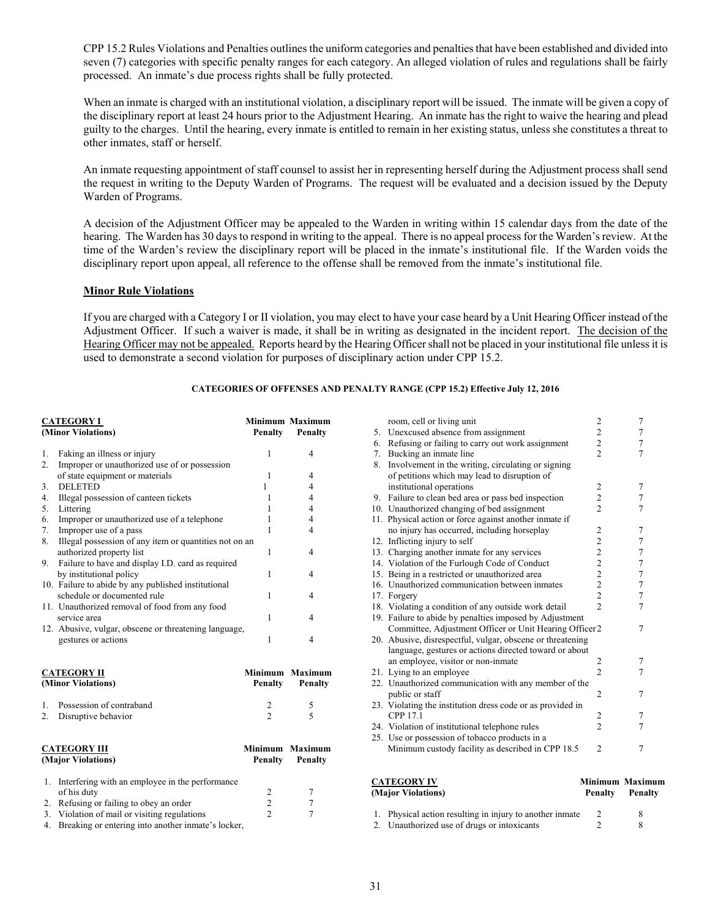CPP 15.2 Rules Violations and Penalties outlines the uniform categories and penalties that have been established and divided into seven (7) categories with specific penalty ranges for each category. An alleged violation of rules and regulations shall be fairly processed. An inmate's due process rights shall be fully protected.

When an inmate is charged with an institutional violation, a disciplinary report will be issued. The inmate will be given a copy of the disciplinary report at least 24 hours prior to the Adjustment Hearing. An inmate has the right to waive the hearing and plead guilty to the charges. Until the hearing, every inmate is entitled to remain in her existing status, unless she constitutes a threat to other inmates, staff or herself.

An inmate requesting appointment of staff counsel to assist her in representing herself during the Adjustment process shall send the request in writing to the Deputy Warden of Programs. The request will be evaluated and a decision issued by the Deputy Warden of Programs.

A decision of the Adjustment Officer may be appealed to the Warden in writing within 15 calendar days from the date of the hearing. The Warden has 30 days to respond in writing to the appeal. There is no appeal process for the Warden's review. At the time of the Warden's review the disciplinary report will be placed in the inmate's institutional file. If the Warden voids the disciplinary report upon appeal, all reference to the offense shall be removed from the inmate's institutional file.

## Minor Rule Violations

If you are charged with a Category I or II violation, you may elect to have your case heard by a Unit Hearing Officer instead of the Adjustment Officer. If such a waiver is made, it shall be in writing as designated in the incident report. <u>The decision of the Hearing Officer may not be appealed.</u> Reports heard by the Hearing Officer shall not be placed in your institutional file unless it is used to demonstrate a second violation for purposes of disciplinary action under CPP 15.2.

**CATEGORIES OF OFFENSES AND PENALTY RANGE (CPP 15.2) Effective July 12, 2016**

| CATEGORY I (Minor Violations) | Minimum Penalty | Maximum Penalty |
|---|---|---|
| 1. Faking an illness or injury | 1 | 4 |
| 2. Improper or unauthorized use of or possession of state equipment or materials | 1 | 4 |
| 3. DELETED | 1 | 4 |
| 4. Illegal possession of canteen tickets | 1 | 4 |
| 5. Littering | 1 | 4 |
| 6. Improper or unauthorized use of a telephone | 1 | 4 |
| 7. Improper use of a pass | 1 | 4 |
| 8. Illegal possession of any item or quantities not on an authorized property list | 1 | 4 |
| 9. Failure to have and display I.D. card as required by institutional policy | 1 | 4 |
| 10. Failure to abide by any published institutional schedule or documented rule | 1 | 4 |
| 11. Unauthorized removal of food from any food service area | 1 | 4 |
| 12. Abusive, vulgar, obscene or threatening language, gestures or actions | 1 | 4 |

| CATEGORY II (Minor Violations) | Minimum Penalty | Maximum Penalty |
|---|---|---|
| 1. Possession of contraband | 2 | 5 |
| 2. Disruptive behavior | 2 | 5 |

| CATEGORY III (Major Violations) | Minimum Penalty | Maximum Penalty |
|---|---|---|
| 1. Interfering with an employee in the performance of his duty | 2 | 7 |
| 2. Refusing or failing to obey an order | 2 | 7 |
| 3. Violation of mail or visiting regulations | 2 | 7 |
| 4. Breaking or entering into another inmate's locker, room, cell or living unit | 2 | 7 |
| 5. Unexcused absence from assignment | 2 | 7 |
| 6. Refusing or failing to carry out work assignment | 2 | 7 |
| 7. Bucking an inmate line | 2 | 7 |
| 8. Involvement in the writing, circulating or signing of petitions which may lead to disruption of institutional operations | 2 | 7 |
| 9. Failure to clean bed area or pass bed inspection | 2 | 7 |
| 10. Unauthorized changing of bed assignment | 2 | 7 |
| 11. Physical action or force against another inmate if no injury has occurred, including horseplay | 2 | 7 |
| 12. Inflicting injury to self | 2 | 7 |
| 13. Charging another inmate for any services | 2 | 7 |
| 14. Violation of the Furlough Code of Conduct | 2 | 7 |
| 15. Being in a restricted or unauthorized area | 2 | 7 |
| 16. Unauthorized communication between inmates | 2 | 7 |
| 17. Forgery | 2 | 7 |
| 18. Violating a condition of any outside work detail | 2 | 7 |
| 19. Failure to abide by penalties imposed by Adjustment Committee, Adjustment Officer or Unit Hearing Officer | 2 | 7 |
| 20. Abusive, disrespectful, vulgar, obscene or threatening language, gestures or actions directed toward or about an employee, visitor or non-inmate | 2 | 7 |
| 21. Lying to an employee | 2 | 7 |
| 22. Unauthorized communication with any member of the public or staff | 2 | 7 |
| 23. Violating the institution dress code or as provided in CPP 17.1 | 2 | 7 |
| 24. Violation of institutional telephone rules | 2 | 7 |
| 25. Use or possession of tobacco products in a Minimum custody facility as described in CPP 18.5 | 2 | 7 |

| CATEGORY IV (Major Violations) | Minimum Penalty | Maximum Penalty |
|---|---|---|
| 1. Physical action resulting in injury to another inmate | 2 | 8 |
| 2. Unauthorized use of drugs or intoxicants | 2 | 8 |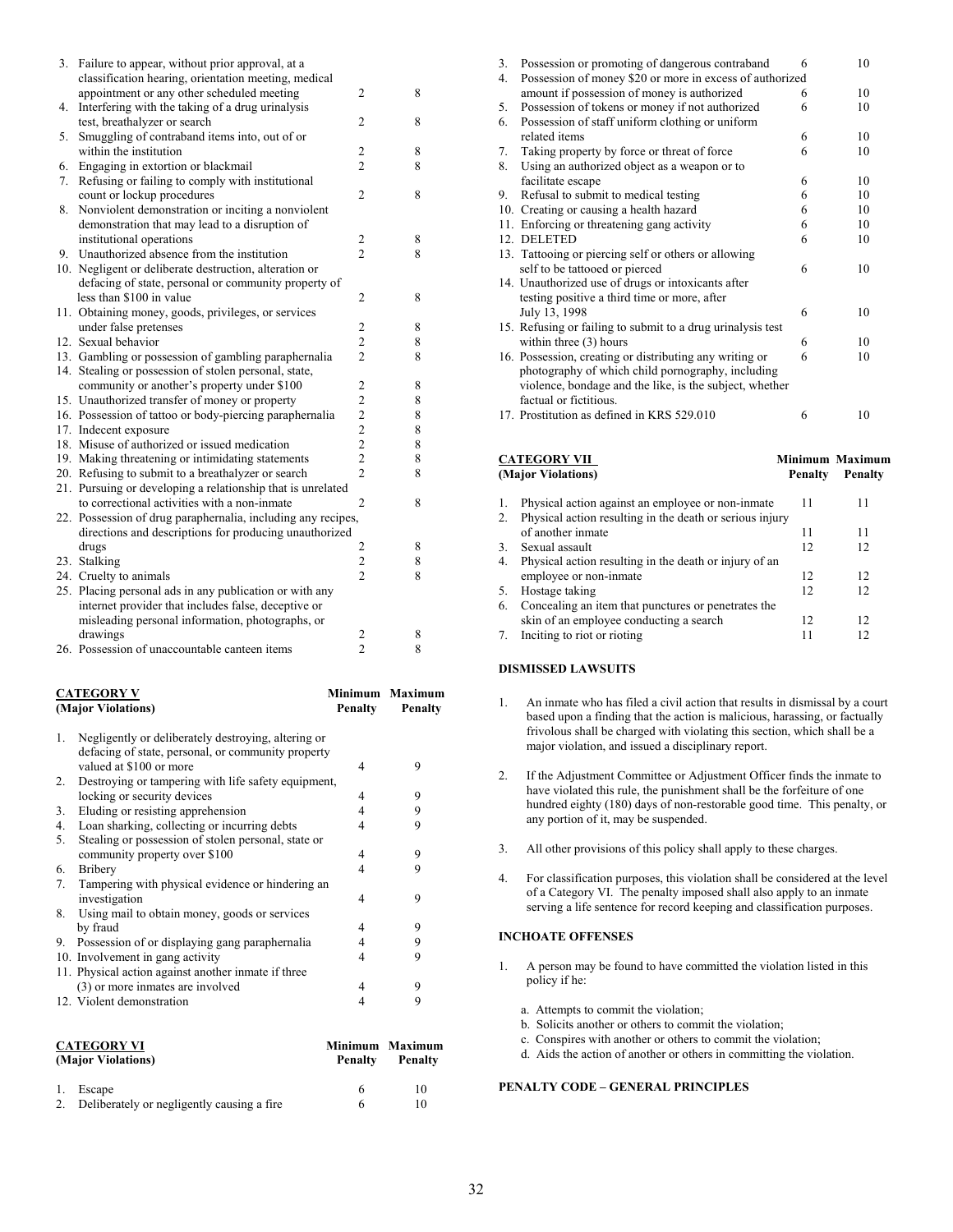| | | | |
|---|---|---|---|
| 3. | Failure to appear, without prior approval, at a classification hearing, orientation meeting, medical appointment or any other scheduled meeting | 2 | 8 |
| 4. | Interfering with the taking of a drug urinalysis test, breathalyzer or search | 2 | 8 |
| 5. | Smuggling of contraband items into, out of or within the institution | 2 | 8 |
| 6. | Engaging in extortion or blackmail | 2 | 8 |
| 7. | Refusing or failing to comply with institutional count or lockup procedures | 2 | 8 |
| 8. | Nonviolent demonstration or inciting a nonviolent demonstration that may lead to a disruption of institutional operations | 2 | 8 |
| 9. | Unauthorized absence from the institution | 2 | 8 |
| 10. | Negligent or deliberate destruction, alteration or defacing of state, personal or community property of less than $100 in value | 2 | 8 |
| 11. | Obtaining money, goods, privileges, or services under false pretenses | 2 | 8 |
| 12. | Sexual behavior | 2 | 8 |
| 13. | Gambling or possession of gambling paraphernalia | 2 | 8 |
| 14. | Stealing or possession of stolen personal, state, community or another's property under $100 | 2 | 8 |
| 15. | Unauthorized transfer of money or property | 2 | 8 |
| 16. | Possession of tattoo or body-piercing paraphernalia | 2 | 8 |
| 17. | Indecent exposure | 2 | 8 |
| 18. | Misuse of authorized or issued medication | 2 | 8 |
| 19. | Making threatening or intimidating statements | 2 | 8 |
| 20. | Refusing to submit to a breathalyzer or search | 2 | 8 |
| 21. | Pursuing or developing a relationship that is unrelated to correctional activities with a non-inmate | 2 | 8 |
| 22. | Possession of drug paraphernalia, including any recipes, directions and descriptions for producing unauthorized drugs | 2 | 8 |
| 23. | Stalking | 2 | 8 |
| 24. | Cruelty to animals | 2 | 8 |
| 25. | Placing personal ads in any publication or with any internet provider that includes false, deceptive or misleading personal information, photographs, or drawings | 2 | 8 |
| 26. | Possession of unaccountable canteen items | 2 | 8 |

| **CATEGORY V (Major Violations)** | | **Minimum Penalty** | **Maximum Penalty** |
|---|---|---|---|
| 1. | Negligently or deliberately destroying, altering or defacing of state, personal, or community property valued at $100 or more | 4 | 9 |
| 2. | Destroying or tampering with life safety equipment, locking or security devices | 4 | 9 |
| 3. | Eluding or resisting apprehension | 4 | 9 |
| 4. | Loan sharking, collecting or incurring debts | 4 | 9 |
| 5. | Stealing or possession of stolen personal, state or community property over $100 | 4 | 9 |
| 6. | Bribery | 4 | 9 |
| 7. | Tampering with physical evidence or hindering an investigation | 4 | 9 |
| 8. | Using mail to obtain money, goods or services by fraud | 4 | 9 |
| 9. | Possession of or displaying gang paraphernalia | 4 | 9 |
| 10. | Involvement in gang activity | 4 | 9 |
| 11. | Physical action against another inmate if three (3) or more inmates are involved | 4 | 9 |
| 12. | Violent demonstration | 4 | 9 |

| **CATEGORY VI (Major Violations)** | | **Minimum Penalty** | **Maximum Penalty** |
|---|---|---|---|
| 1. | Escape | 6 | 10 |
| 2. | Deliberately or negligently causing a fire | 6 | 10 |
| 3. | Possession or promoting of dangerous contraband | 6 | 10 |
| 4. | Possession of money $20 or more in excess of authorized amount if possession of money is authorized | 6 | 10 |
| 5. | Possession of tokens or money if not authorized | 6 | 10 |
| 6. | Possession of staff uniform clothing or uniform related items | 6 | 10 |
| 7. | Taking property by force or threat of force | 6 | 10 |
| 8. | Using an authorized object as a weapon or to facilitate escape | 6 | 10 |
| 9. | Refusal to submit to medical testing | 6 | 10 |
| 10. | Creating or causing a health hazard | 6 | 10 |
| 11. | Enforcing or threatening gang activity | 6 | 10 |
| 12. | DELETED | 6 | 10 |
| 13. | Tattooing or piercing self or others or allowing self to be tattooed or pierced | 6 | 10 |
| 14. | Unauthorized use of drugs or intoxicants after testing positive a third time or more, after July 13, 1998 | 6 | 10 |
| 15. | Refusing or failing to submit to a drug urinalysis test within three (3) hours | 6 | 10 |
| 16. | Possession, creating or distributing any writing or photography of which child pornography, including violence, bondage and the like, is the subject, whether factual or fictitious. | 6 | 10 |
| 17. | Prostitution as defined in KRS 529.010 | 6 | 10 |

| **CATEGORY VII (Major Violations)** | | **Minimum Penalty** | **Maximum Penalty** |
|---|---|---|---|
| 1. | Physical action against an employee or non-inmate | 11 | 11 |
| 2. | Physical action resulting in the death or serious injury of another inmate | 11 | 11 |
| 3. | Sexual assault | 12 | 12 |
| 4. | Physical action resulting in the death or injury of an employee or non-inmate | 12 | 12 |
| 5. | Hostage taking | 12 | 12 |
| 6. | Concealing an item that punctures or penetrates the skin of an employee conducting a search | 12 | 12 |
| 7. | Inciting to riot or rioting | 11 | 12 |

**DISMISSED LAWSUITS**

1. An inmate who has filed a civil action that results in dismissal by a court based upon a finding that the action is malicious, harassing, or factually frivolous shall be charged with violating this section, which shall be a major violation, and issued a disciplinary report.

2. If the Adjustment Committee or Adjustment Officer finds the inmate to have violated this rule, the punishment shall be the forfeiture of one hundred eighty (180) days of non-restorable good time. This penalty, or any portion of it, may be suspended.

3. All other provisions of this policy shall apply to these charges.

4. For classification purposes, this violation shall be considered at the level of a Category VI. The penalty imposed shall also apply to an inmate serving a life sentence for record keeping and classification purposes.

**INCHOATE OFFENSES**

1. A person may be found to have committed the violation listed in this policy if he:

   a. Attempts to commit the violation;
   b. Solicits another or others to commit the violation;
   c. Conspires with another or others to commit the violation;
   d. Aids the action of another or others in committing the violation.

**PENALTY CODE – GENERAL PRINCIPLES**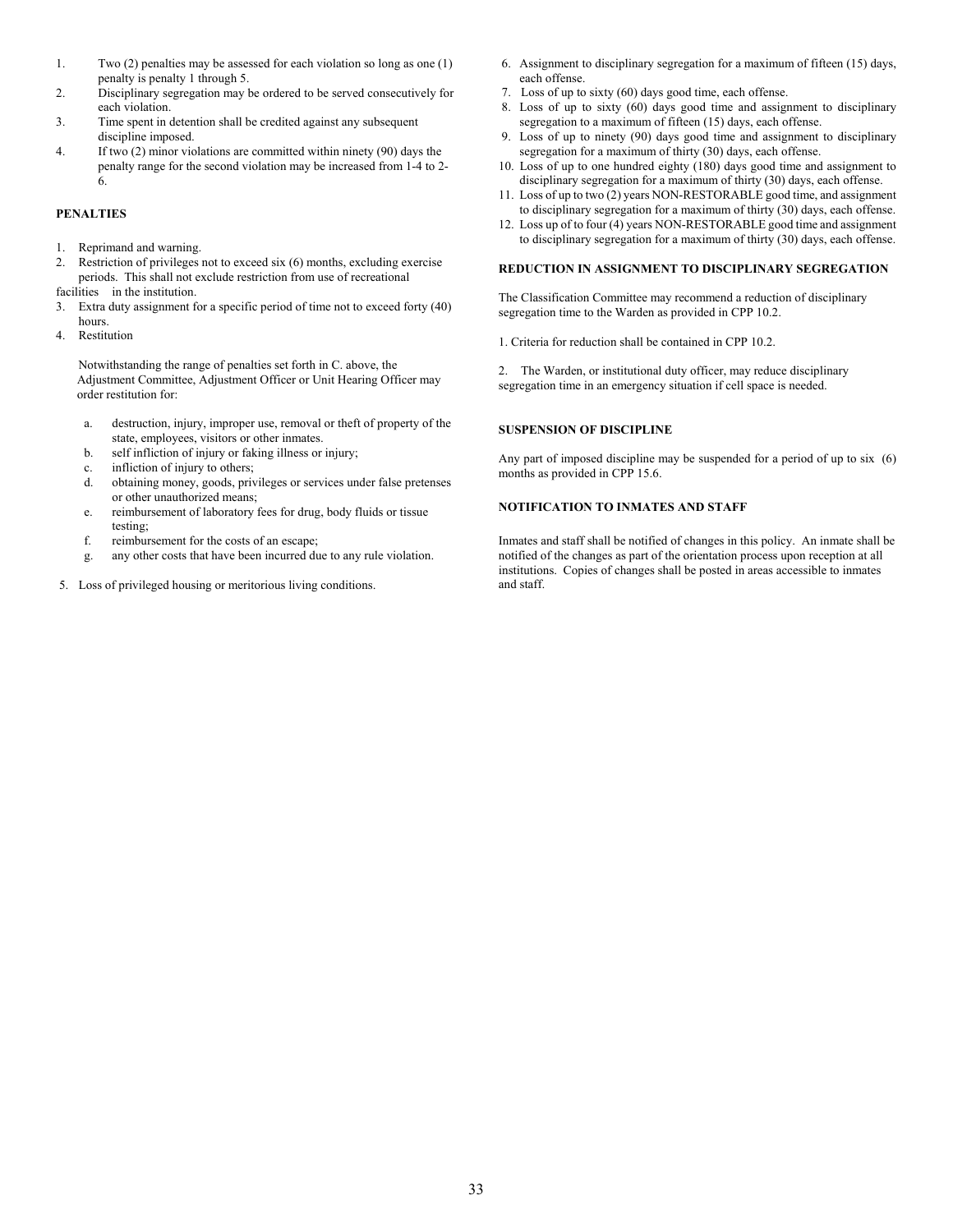1. Two (2) penalties may be assessed for each violation so long as one (1) penalty is penalty 1 through 5.
2. Disciplinary segregation may be ordered to be served consecutively for each violation.
3. Time spent in detention shall be credited against any subsequent discipline imposed.
4. If two (2) minor violations are committed within ninety (90) days the penalty range for the second violation may be increased from 1-4 to 2-6.

**PENALTIES**

1. Reprimand and warning.
2. Restriction of privileges not to exceed six (6) months, excluding exercise periods. This shall not exclude restriction from use of recreational facilities in the institution.
3. Extra duty assignment for a specific period of time not to exceed forty (40) hours.
4. Restitution

   Notwithstanding the range of penalties set forth in C. above, the Adjustment Committee, Adjustment Officer or Unit Hearing Officer may order restitution for:

   a. destruction, injury, improper use, removal or theft of property of the state, employees, visitors or other inmates.
   b. self infliction of injury or faking illness or injury;
   c. infliction of injury to others;
   d. obtaining money, goods, privileges or services under false pretenses or other unauthorized means;
   e. reimbursement of laboratory fees for drug, body fluids or tissue testing;
   f. reimbursement for the costs of an escape;
   g. any other costs that have been incurred due to any rule violation.

5. Loss of privileged housing or meritorious living conditions.
6. Assignment to disciplinary segregation for a maximum of fifteen (15) days, each offense.
7. Loss of up to sixty (60) days good time, each offense.
8. Loss of up to sixty (60) days good time and assignment to disciplinary segregation to a maximum of fifteen (15) days, each offense.
9. Loss of up to ninety (90) days good time and assignment to disciplinary segregation for a maximum of thirty (30) days, each offense.
10. Loss of up to one hundred eighty (180) days good time and assignment to disciplinary segregation for a maximum of thirty (30) days, each offense.
11. Loss of up to two (2) years NON-RESTORABLE good time, and assignment to disciplinary segregation for a maximum of thirty (30) days, each offense.
12. Loss up of to four (4) years NON-RESTORABLE good time and assignment to disciplinary segregation for a maximum of thirty (30) days, each offense.

**REDUCTION IN ASSIGNMENT TO DISCIPLINARY SEGREGATION**

The Classification Committee may recommend a reduction of disciplinary segregation time to the Warden as provided in CPP 10.2.

1. Criteria for reduction shall be contained in CPP 10.2.

2. The Warden, or institutional duty officer, may reduce disciplinary segregation time in an emergency situation if cell space is needed.

**SUSPENSION OF DISCIPLINE**

Any part of imposed discipline may be suspended for a period of up to six (6) months as provided in CPP 15.6.

**NOTIFICATION TO INMATES AND STAFF**

Inmates and staff shall be notified of changes in this policy. An inmate shall be notified of the changes as part of the orientation process upon reception at all institutions. Copies of changes shall be posted in areas accessible to inmates and staff.